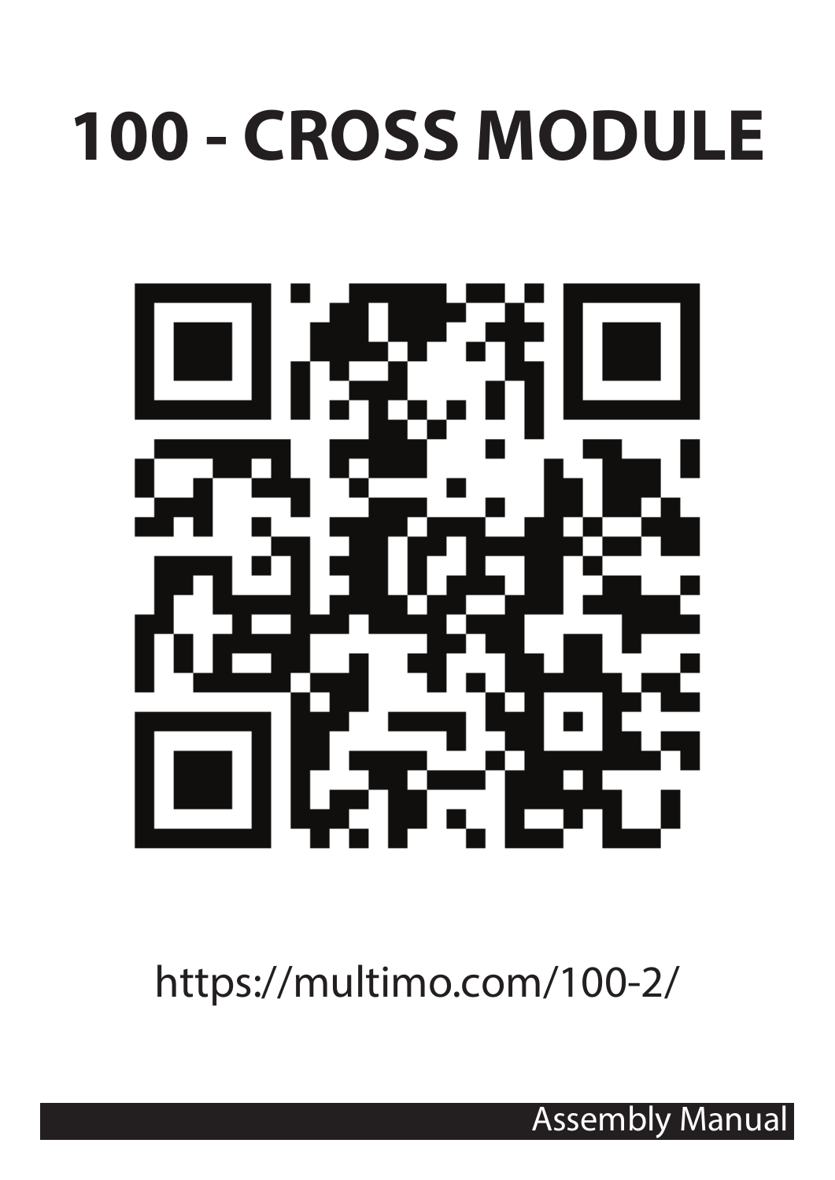# 100 - CROSS MODULE

https://multimo.com/100-2/

Assembly Manual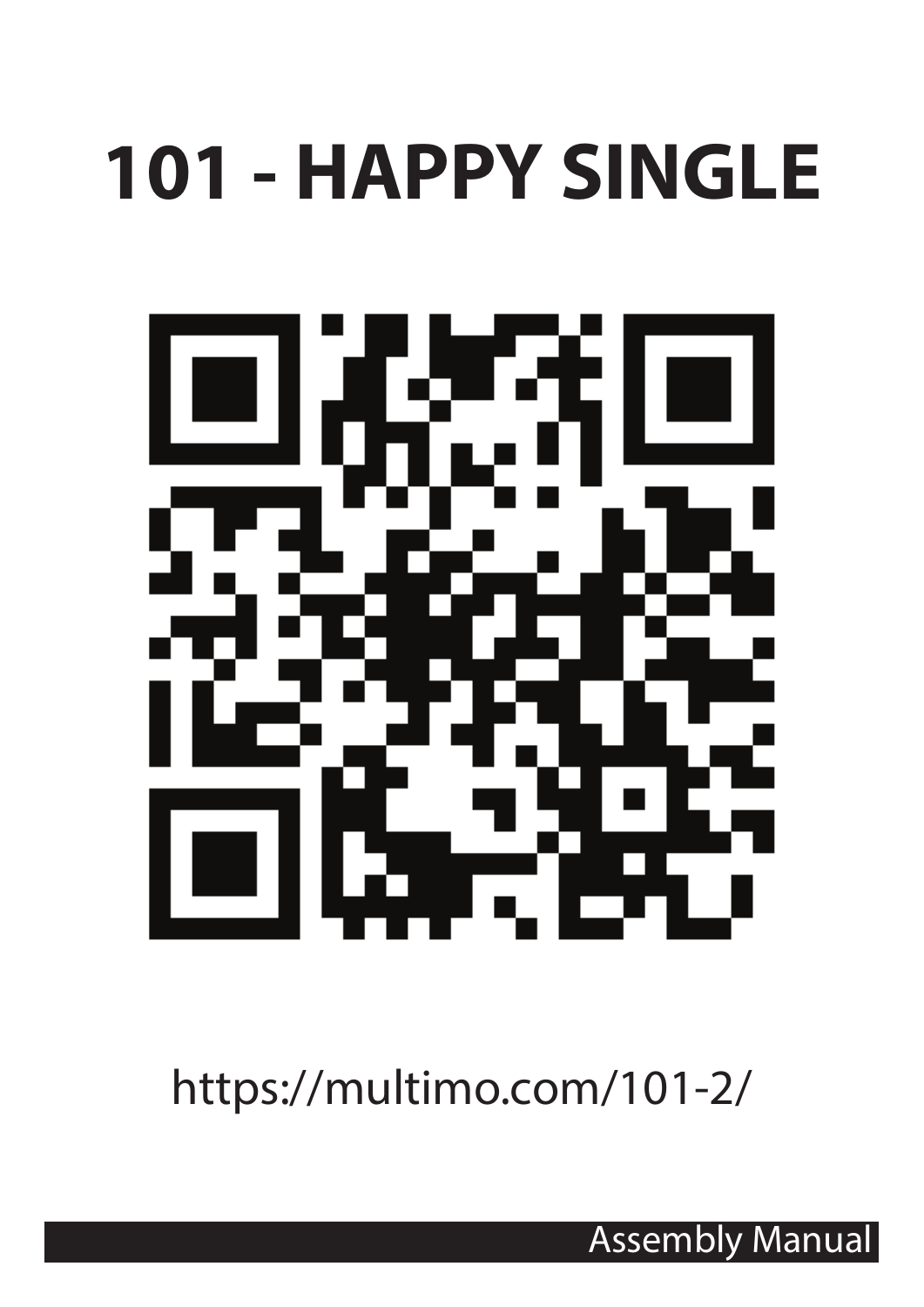# 101 - HAPPY SINGLE

https://multimo.com/101-2/

Assembly Manual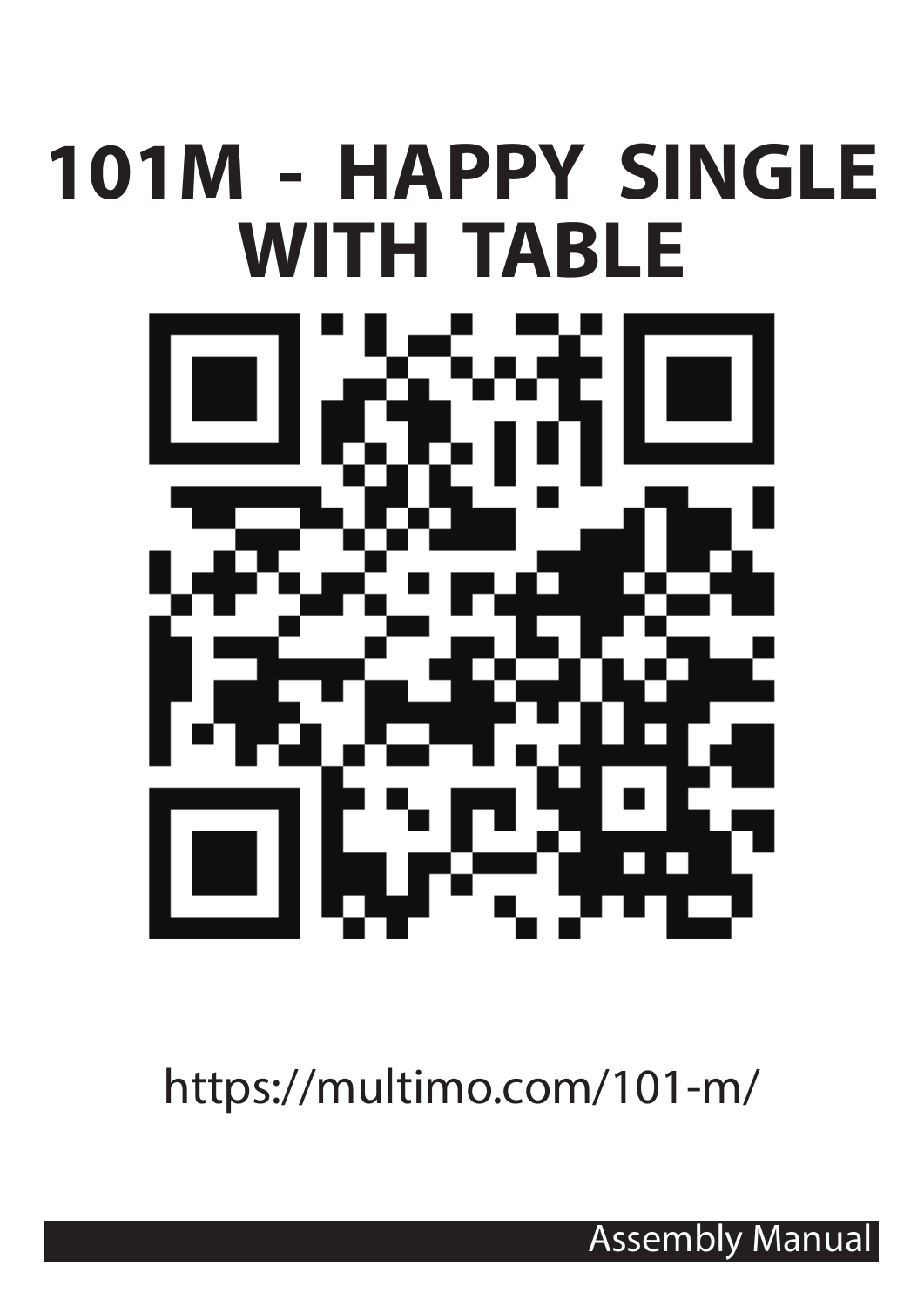# 101M - HAPPY SINGLE WITH TABLE

https://multimo.com/101-m/

Assembly Manual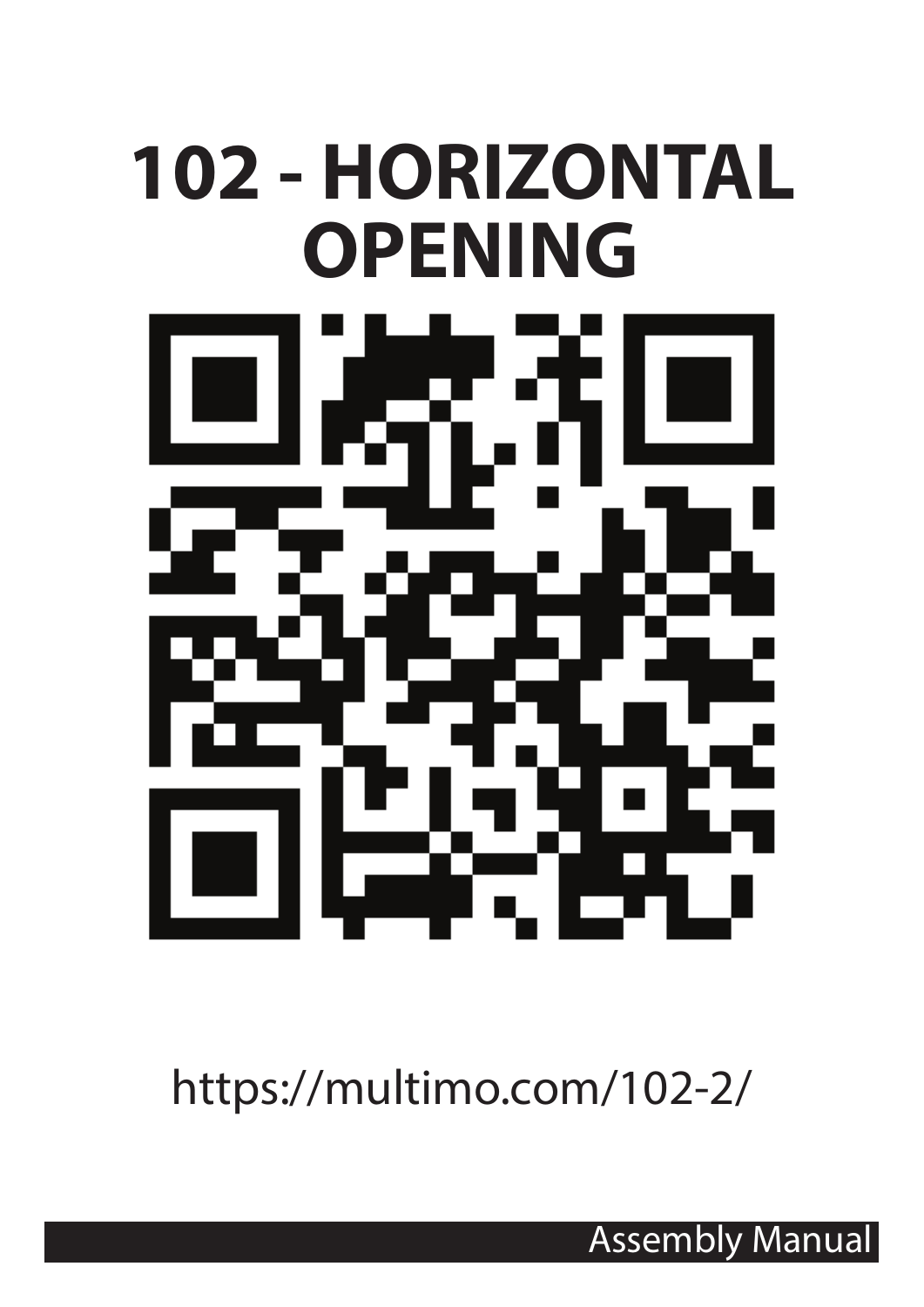# 102 - HORIZONTAL OPENING

https://multimo.com/102-2/

Assembly Manual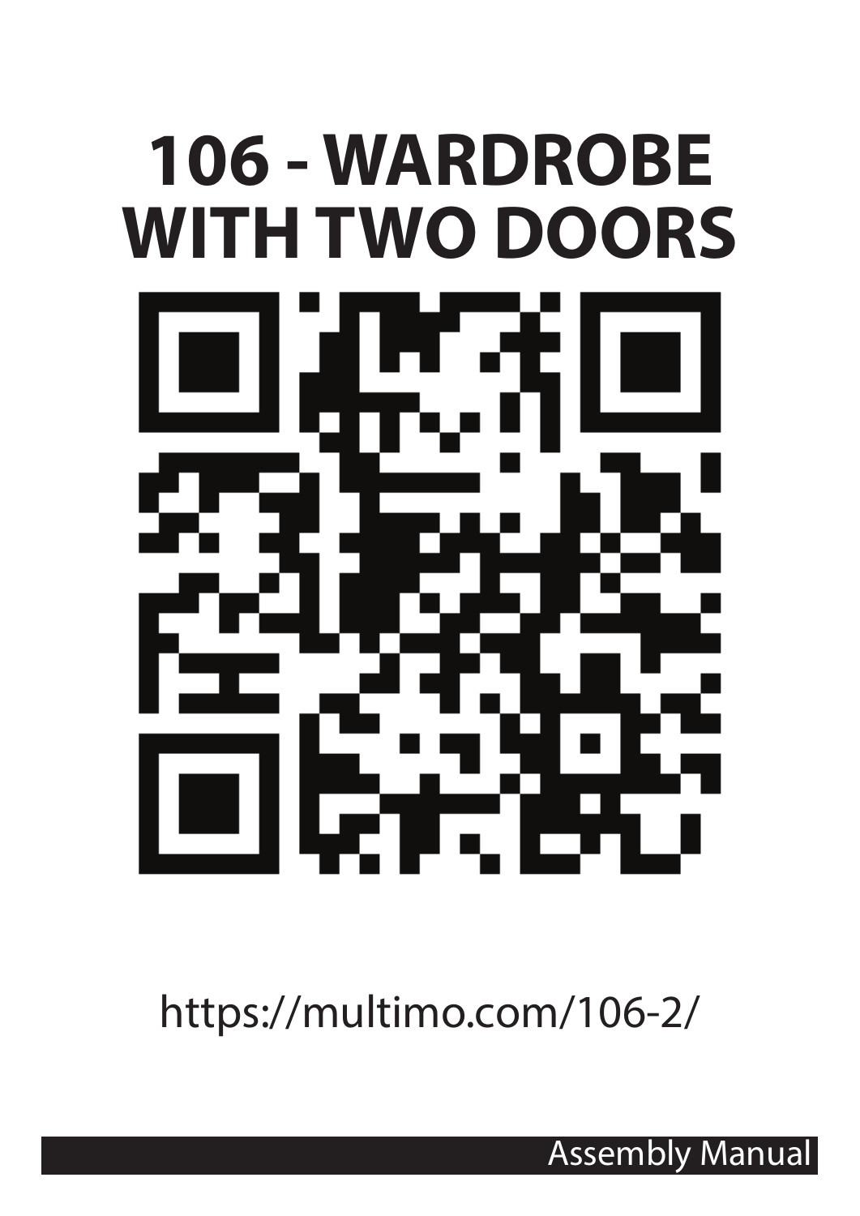# 106 - WARDROBE WITH TWO DOORS

https://multimo.com/106-2/

Assembly Manual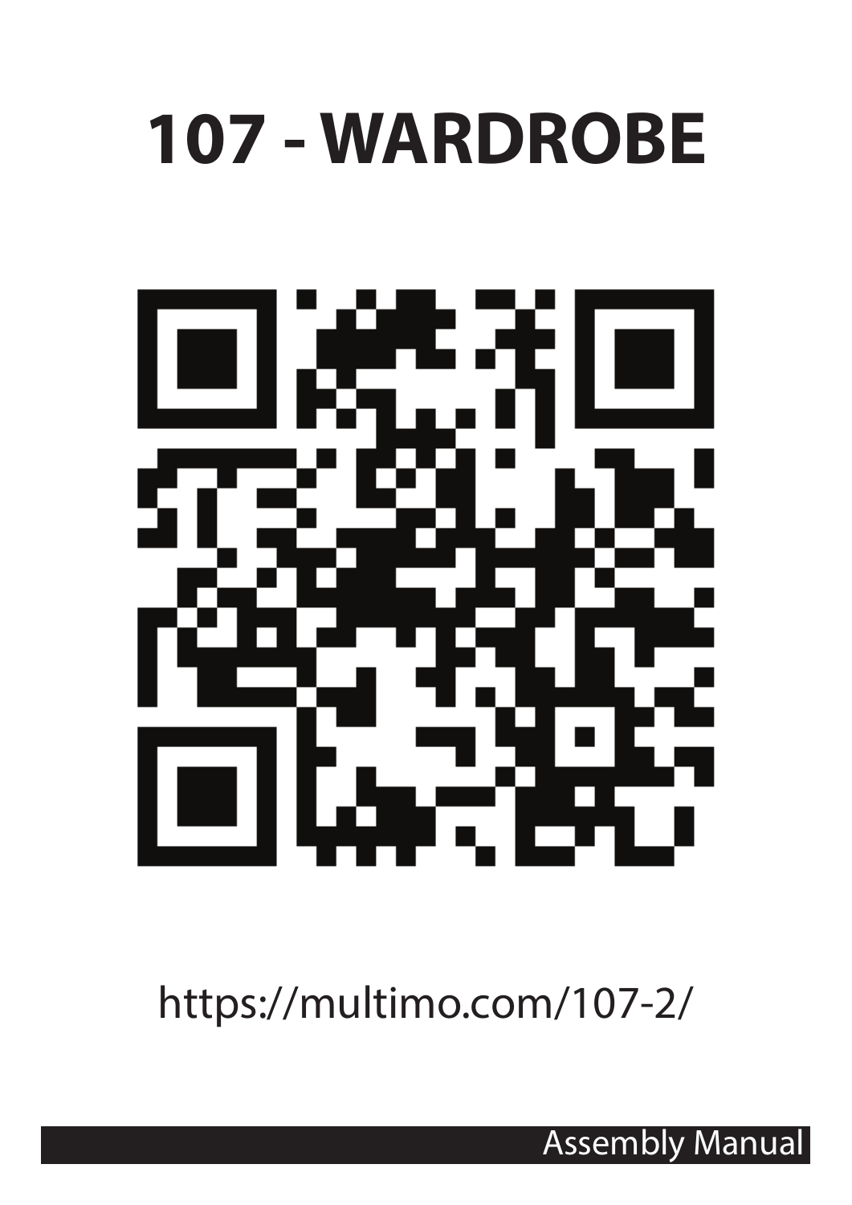# 107 - WARDROBE

https://multimo.com/107-2/

Assembly Manual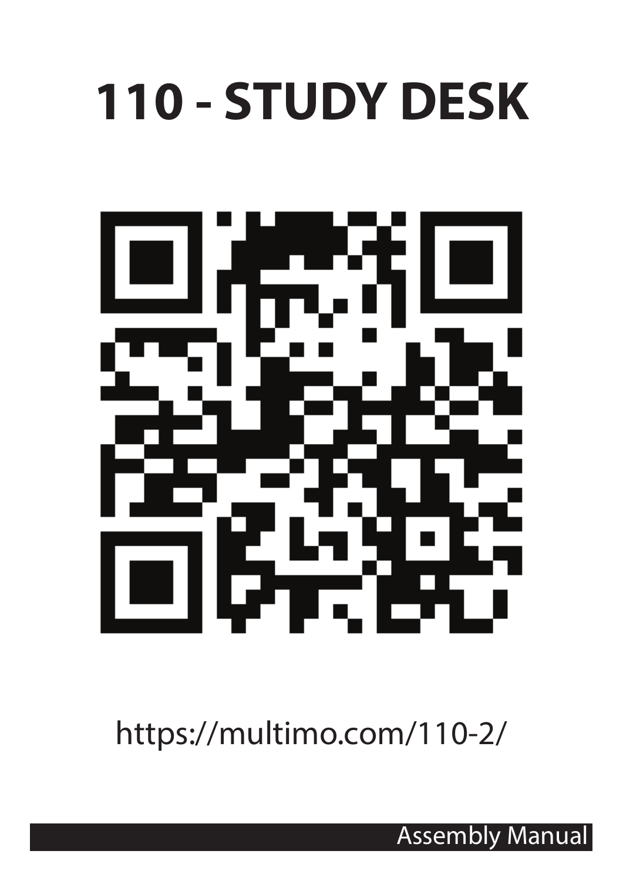# 110 - STUDY DESK

https://multimo.com/110-2/

Assembly Manual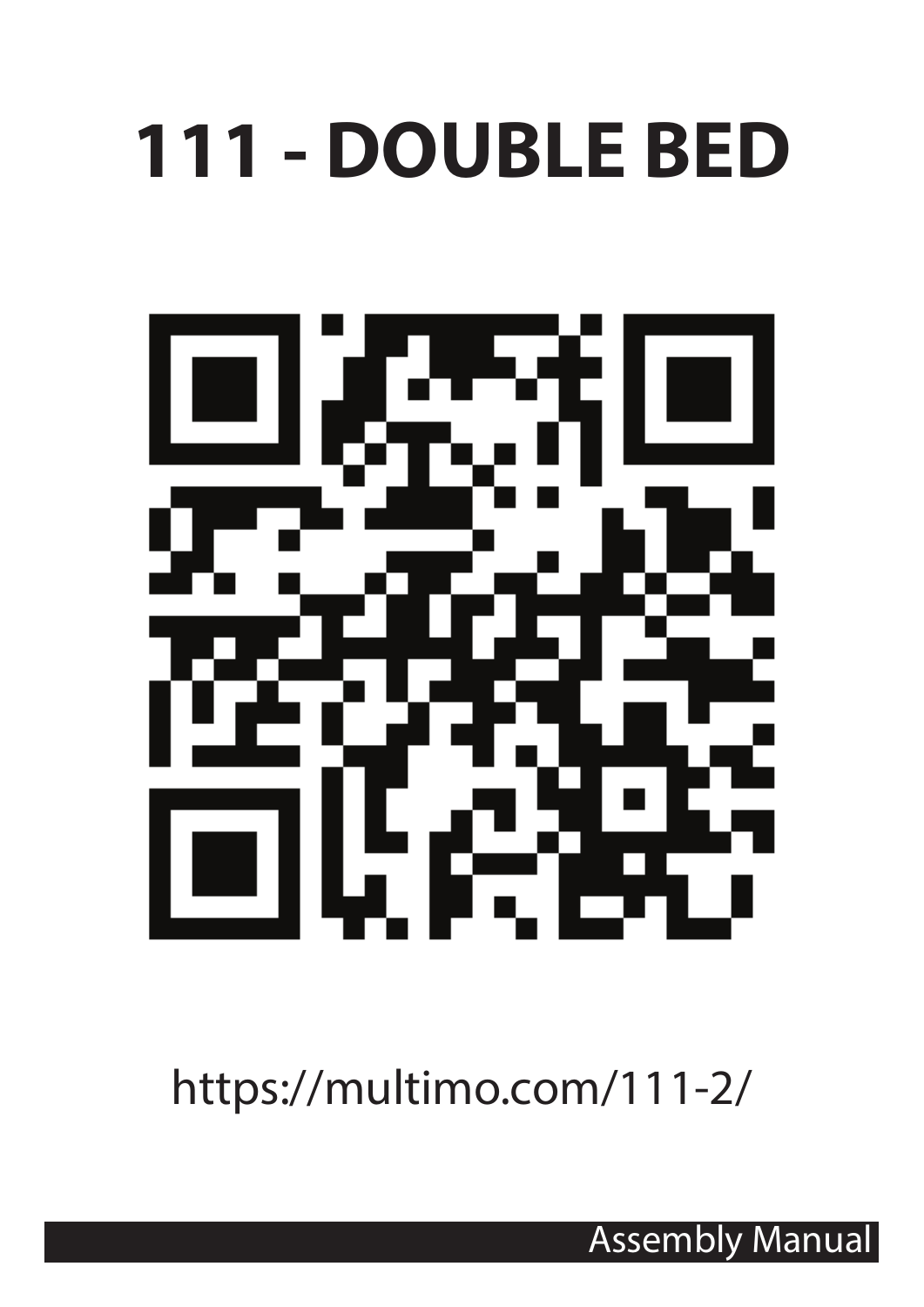# 111 - DOUBLE BED

https://multimo.com/111-2/

Assembly Manual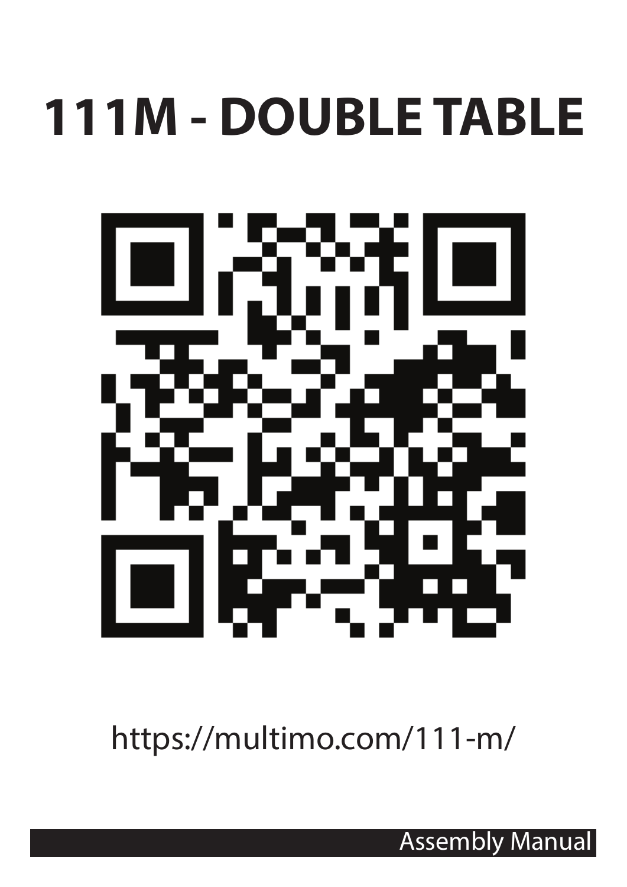# 111M - DOUBLE TABLE

https://multimo.com/111-m/

Assembly Manual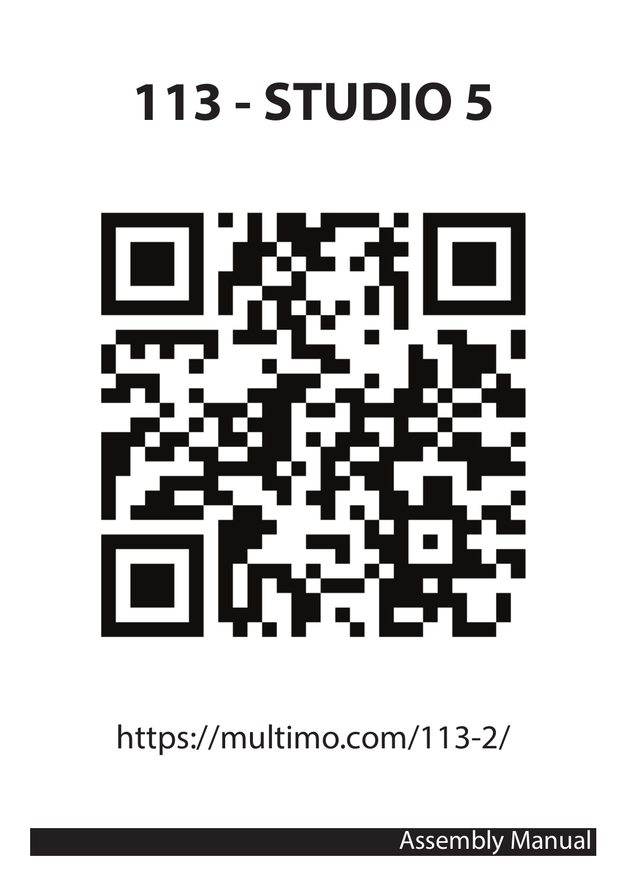# 113 - STUDIO 5

https://multimo.com/113-2/

Assembly Manual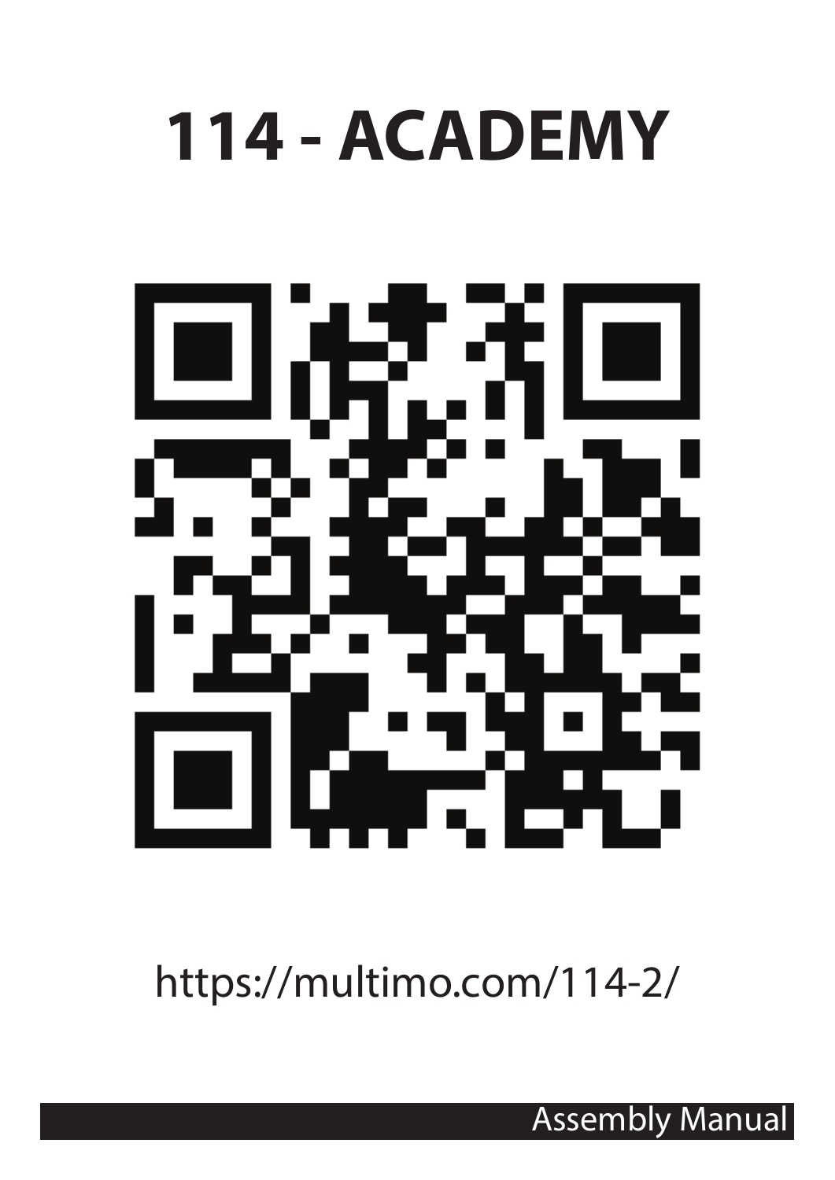# 114 - ACADEMY

https://multimo.com/114-2/

Assembly Manual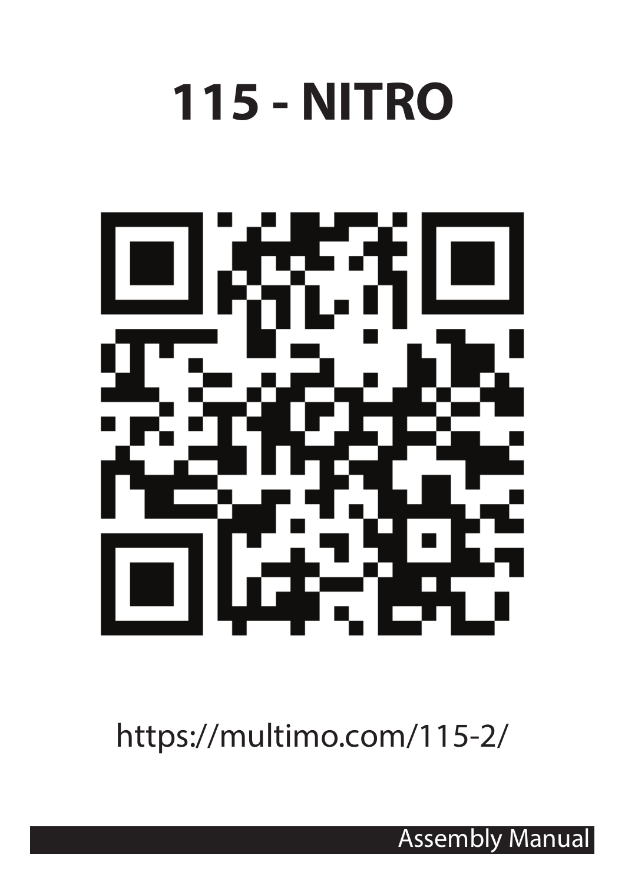# 115 - NITRO

https://multimo.com/115-2/

Assembly Manual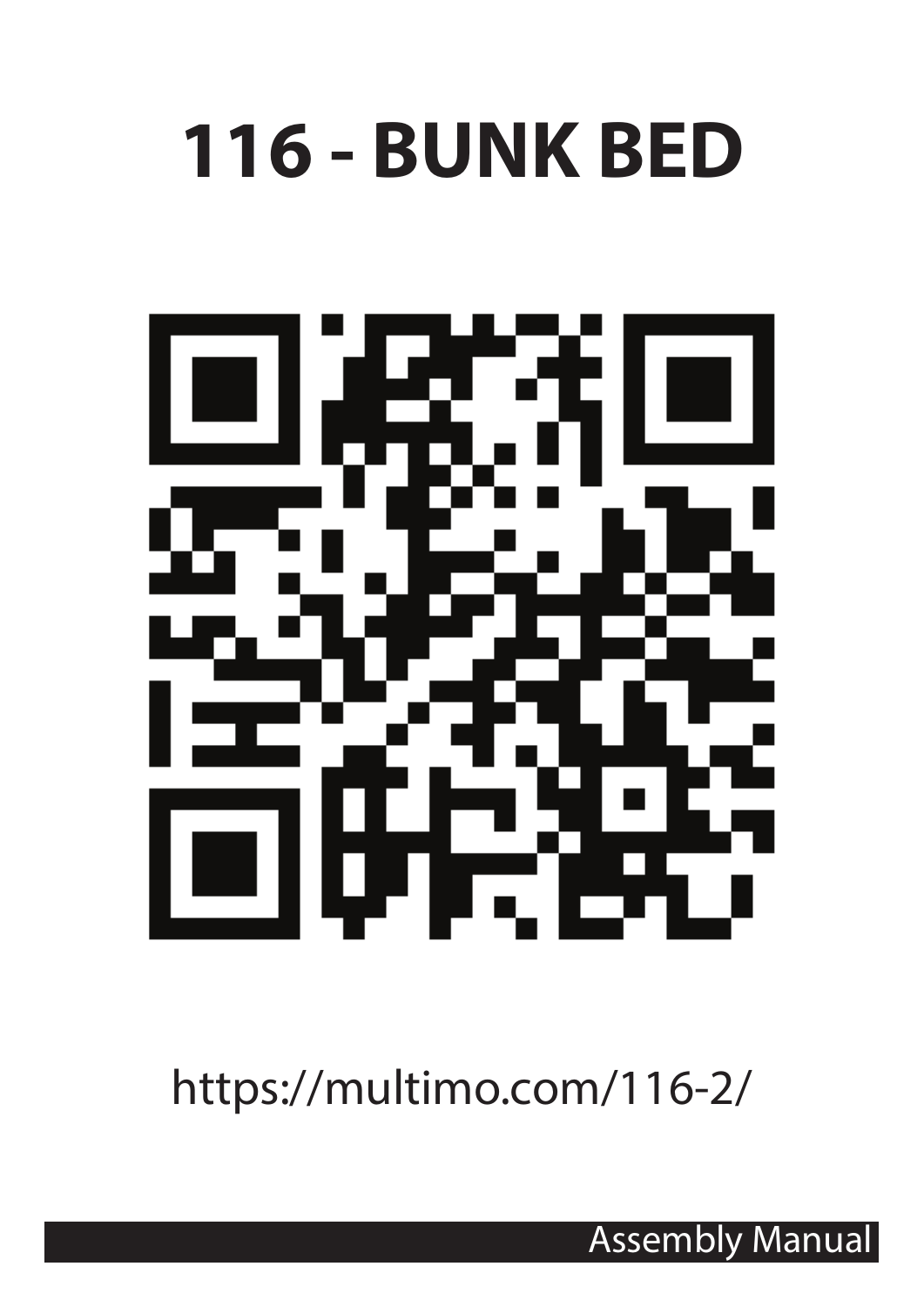# 116 - BUNK BED

https://multimo.com/116-2/

Assembly Manual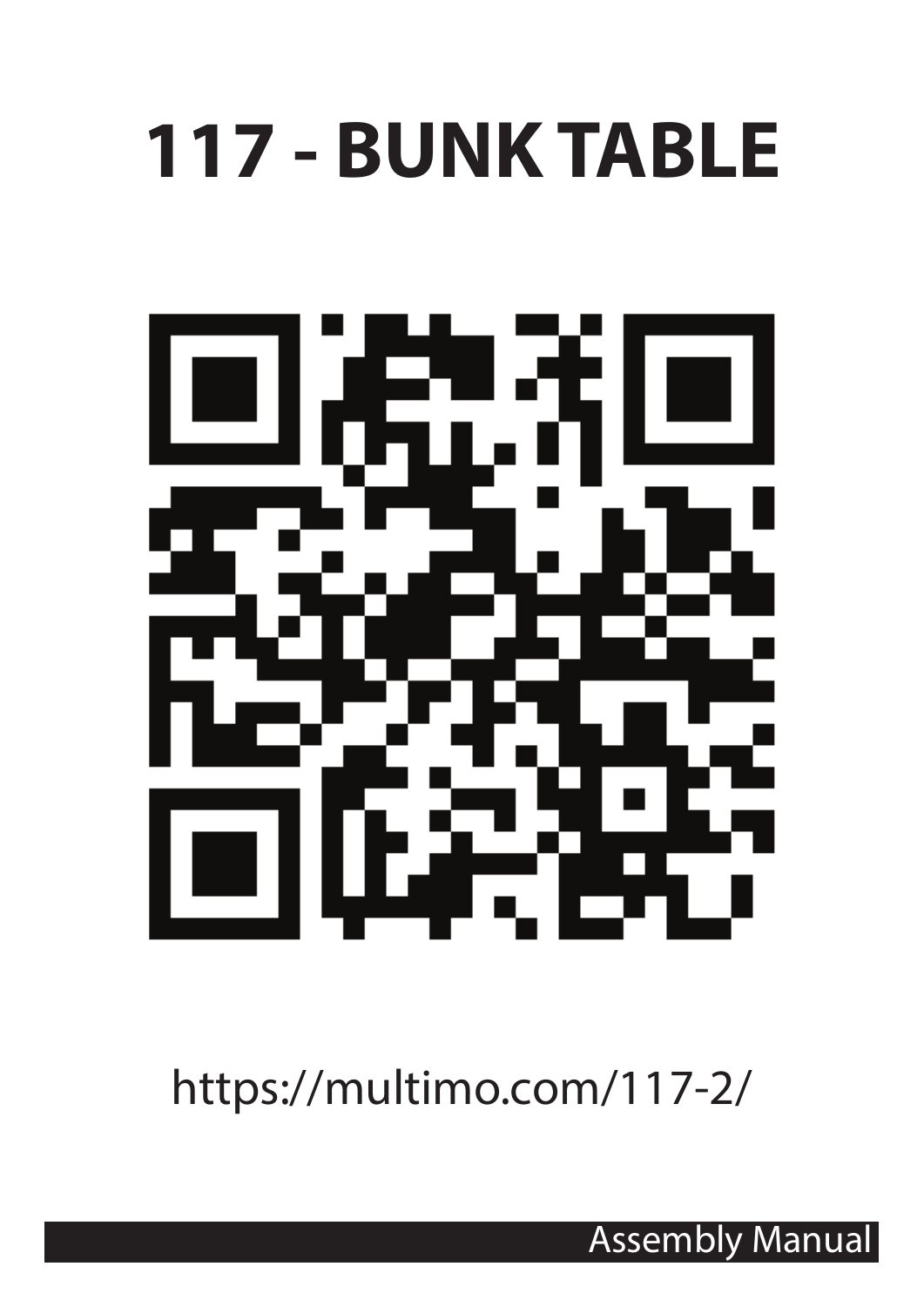# 117 - BUNK TABLE

https://multimo.com/117-2/

Assembly Manual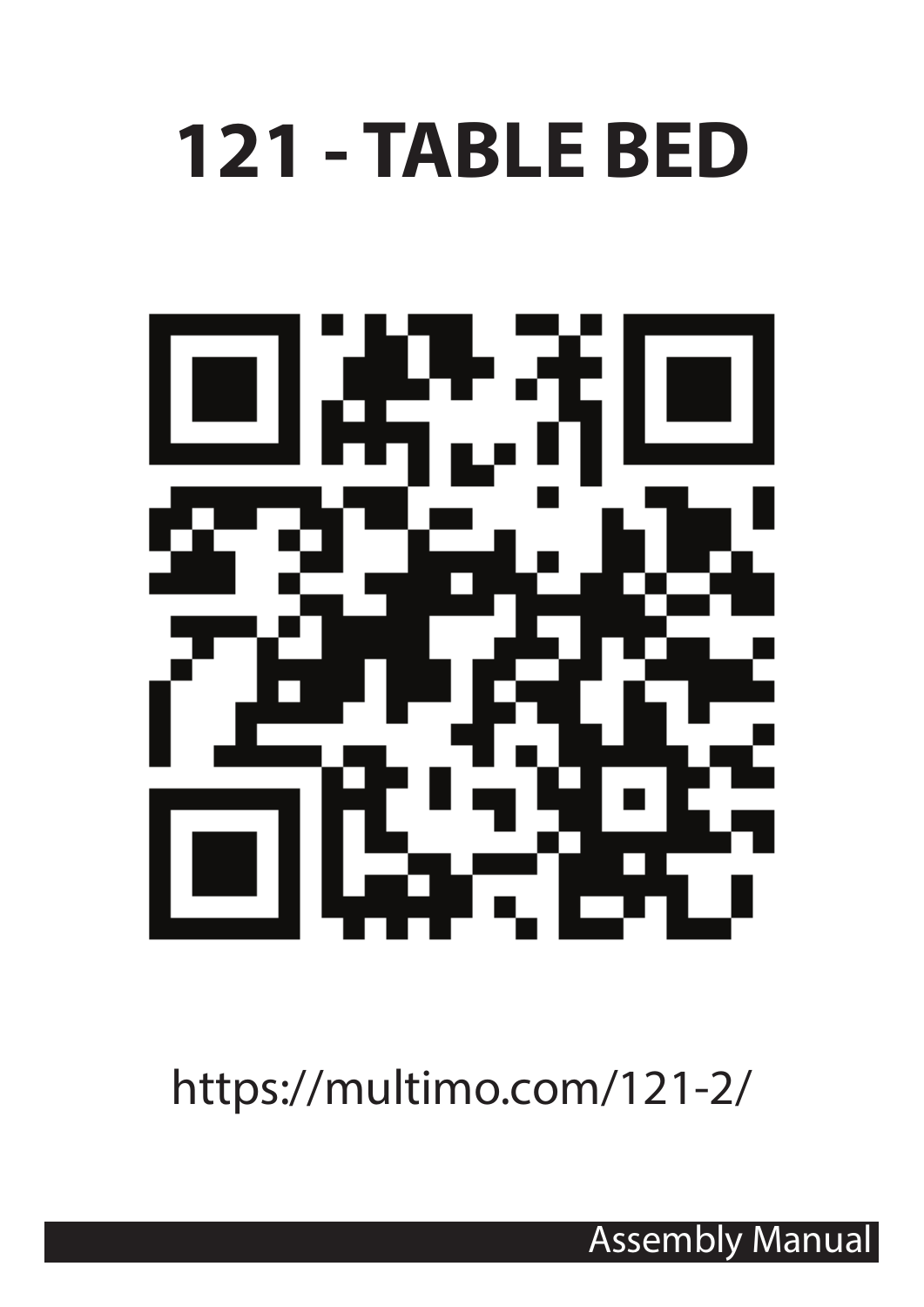# 121 - TABLE BED

https://multimo.com/121-2/

Assembly Manual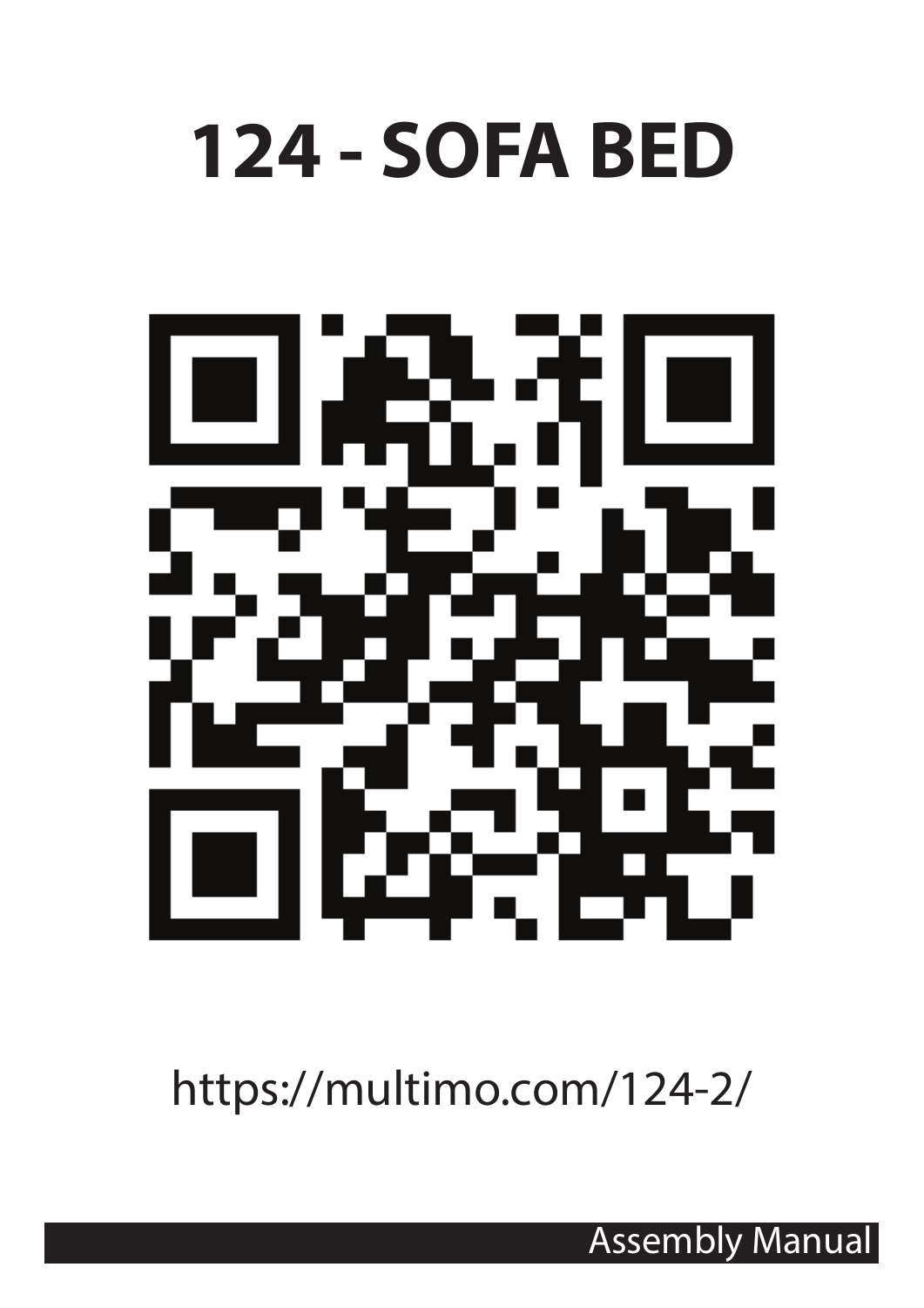# 124 - SOFA BED

https://multimo.com/124-2/

Assembly Manual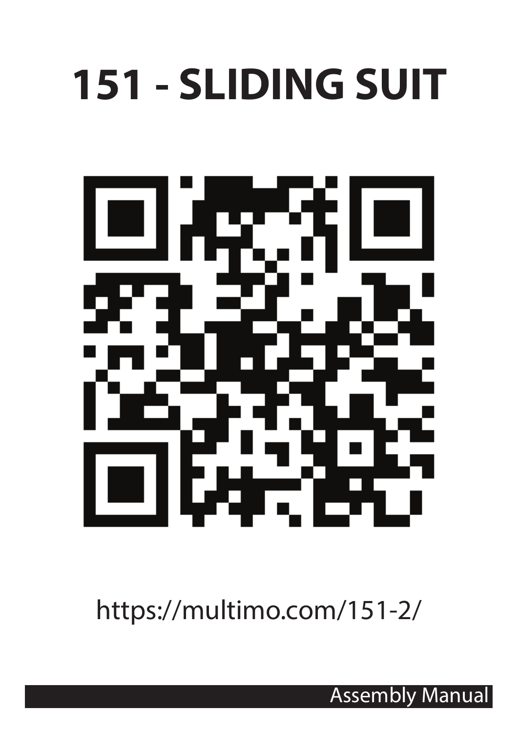# 151 - SLIDING SUIT

https://multimo.com/151-2/

Assembly Manual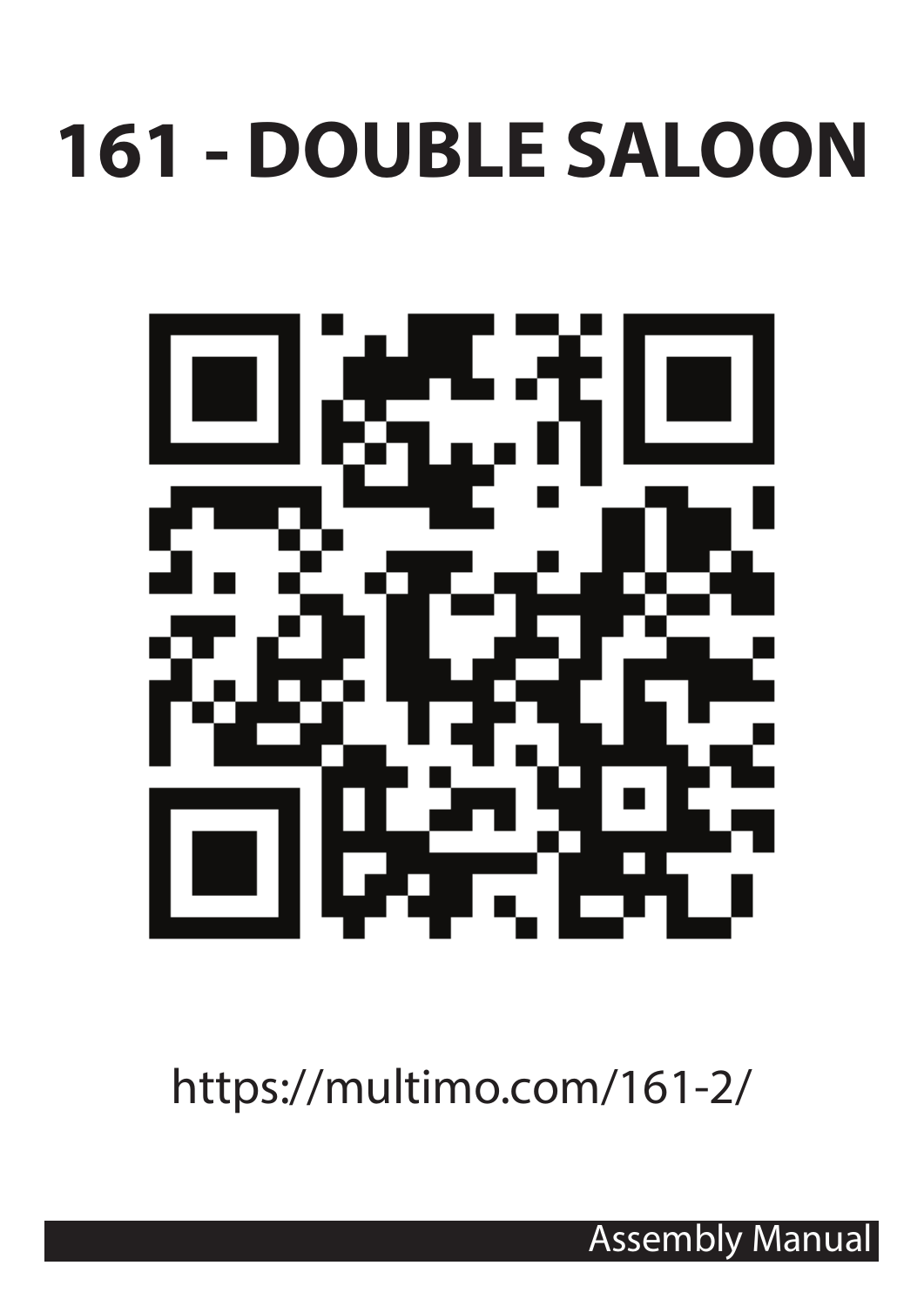# 161 - DOUBLE SALOON

https://multimo.com/161-2/

Assembly Manual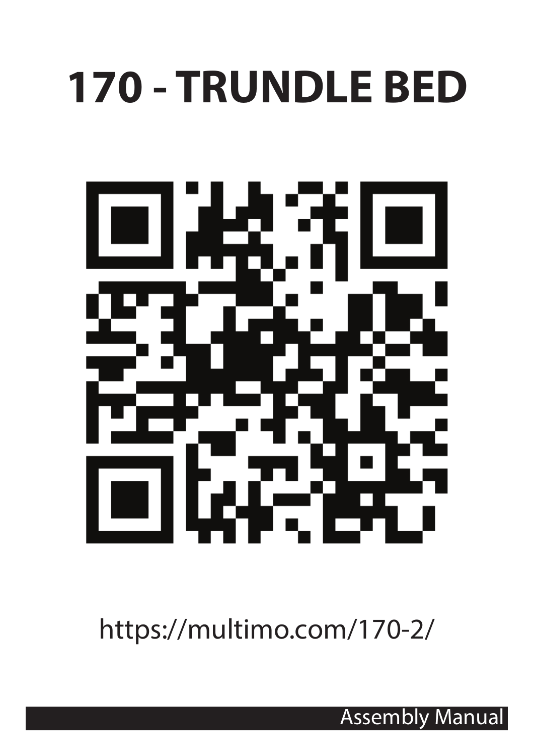# 170 - TRUNDLE BED

https://multimo.com/170-2/

Assembly Manual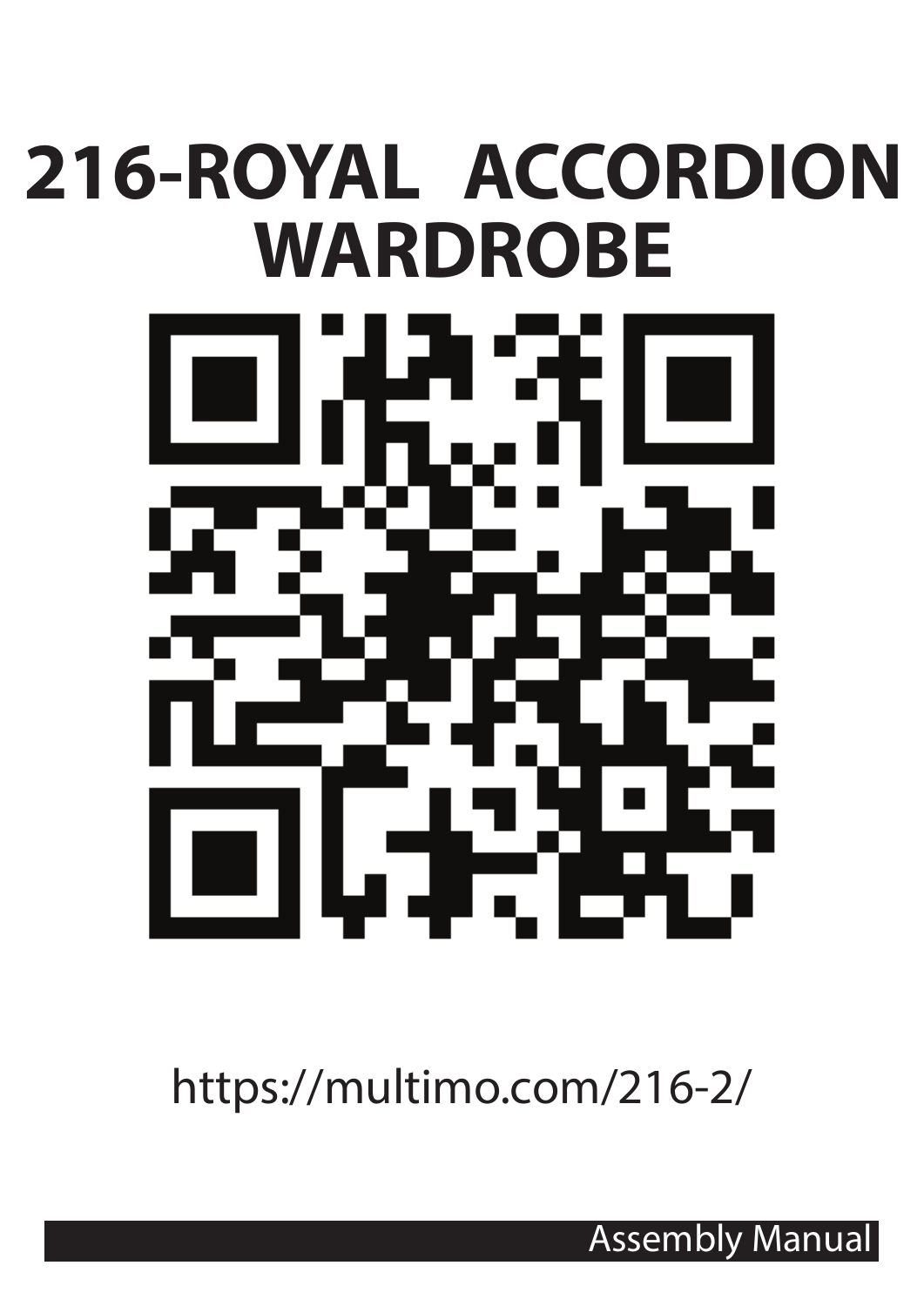# 216-ROYAL ACCORDION WARDROBE

https://multimo.com/216-2/

Assembly Manual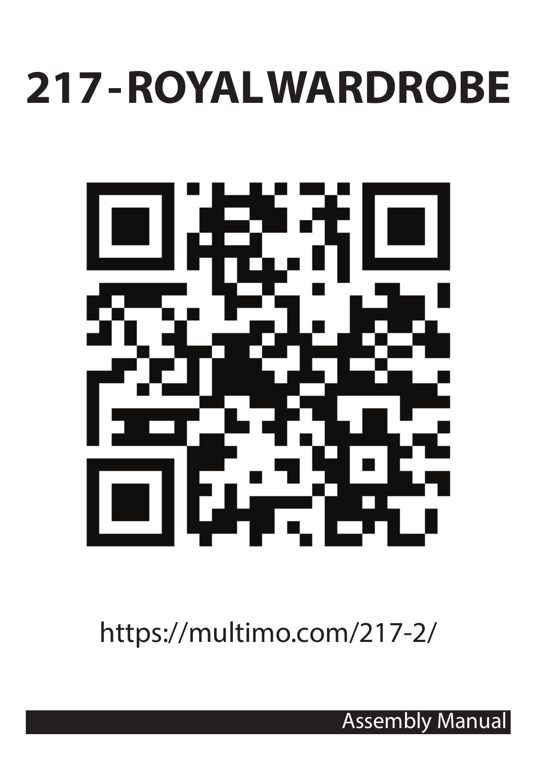# 217 - ROYAL WARDROBE

https://multimo.com/217-2/

Assembly Manual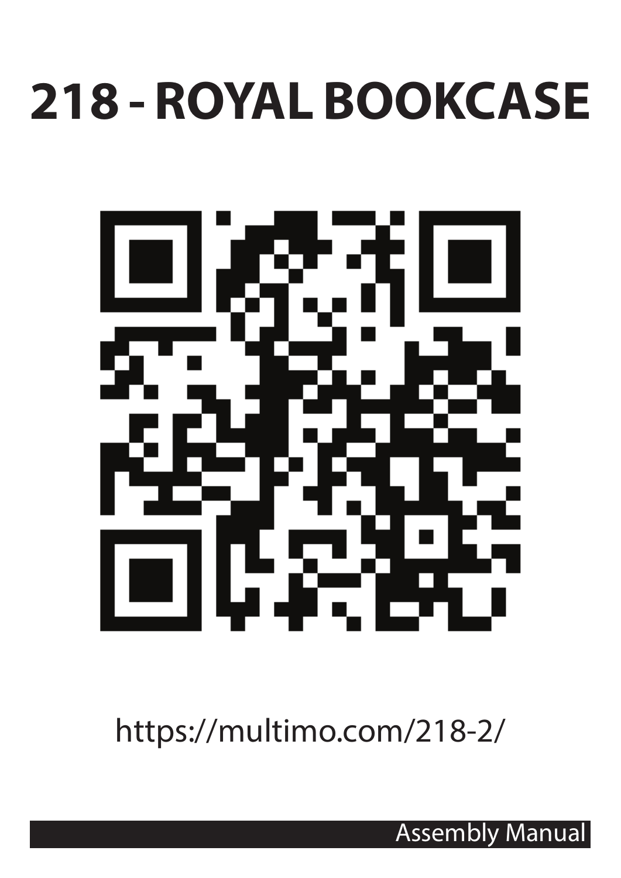# 218 - ROYAL BOOKCASE

https://multimo.com/218-2/

Assembly Manual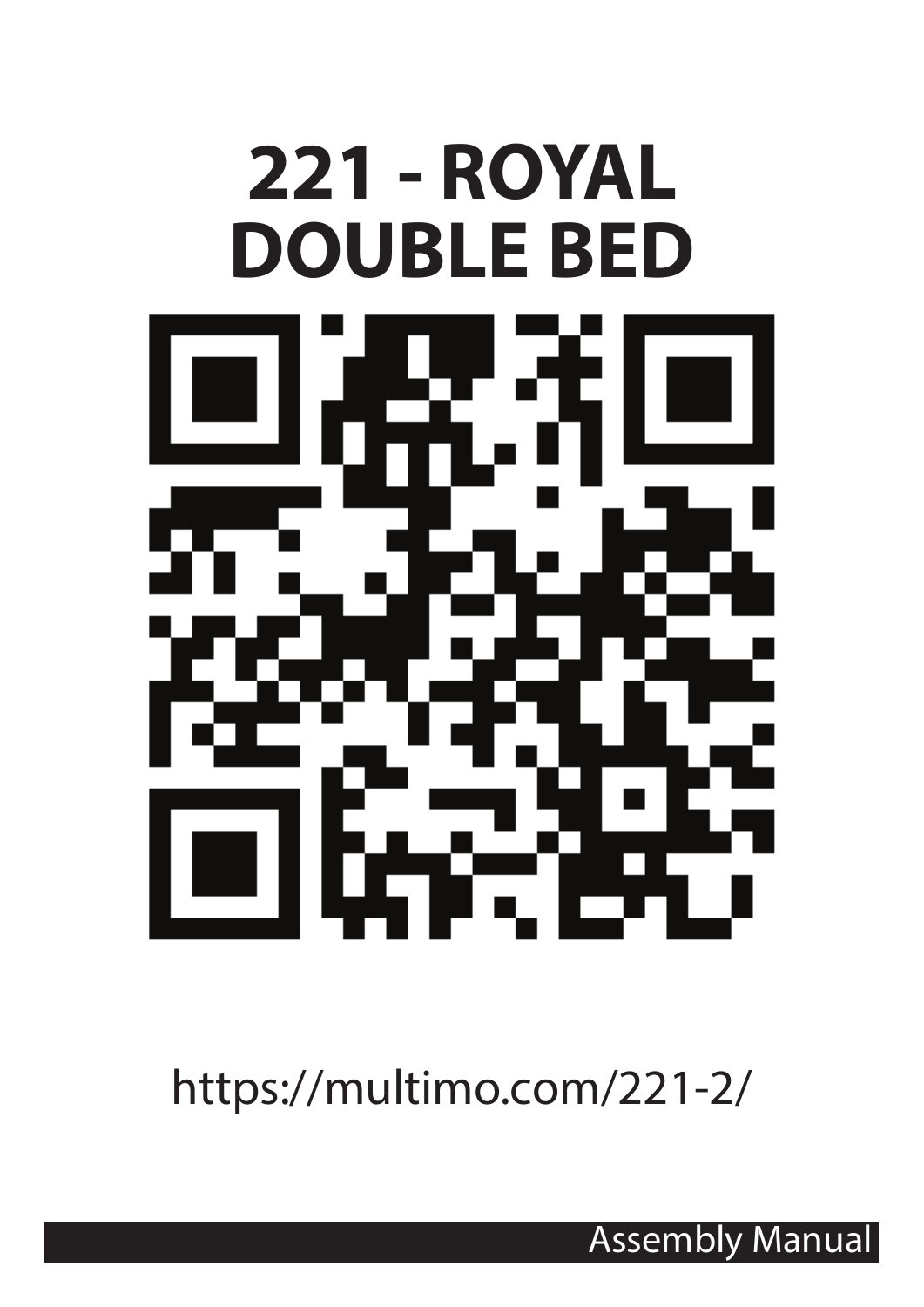# 221 - ROYAL DOUBLE BED

https://multimo.com/221-2/

Assembly Manual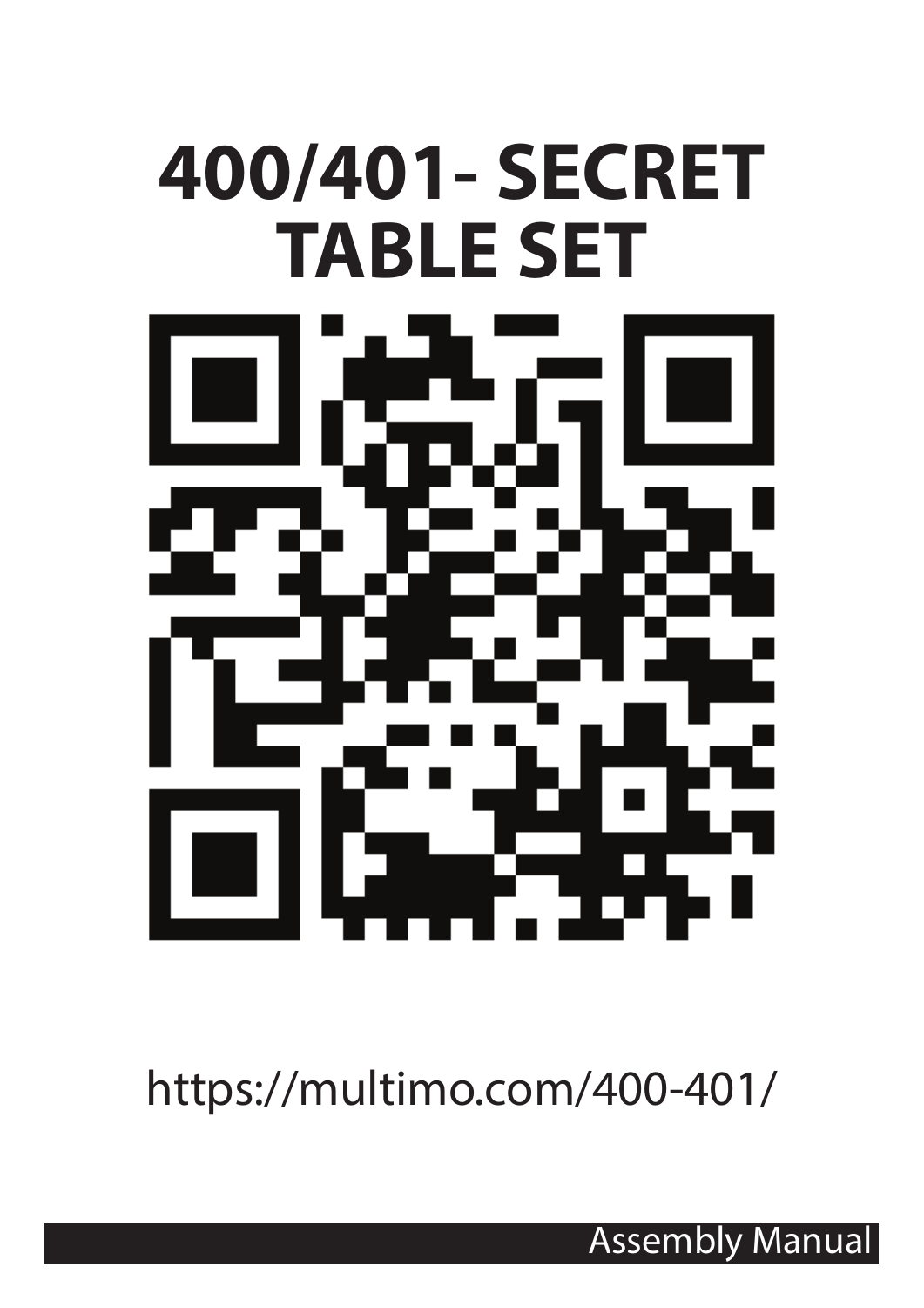# 400/401- SECRET TABLE SET

https://multimo.com/400-401/

Assembly Manual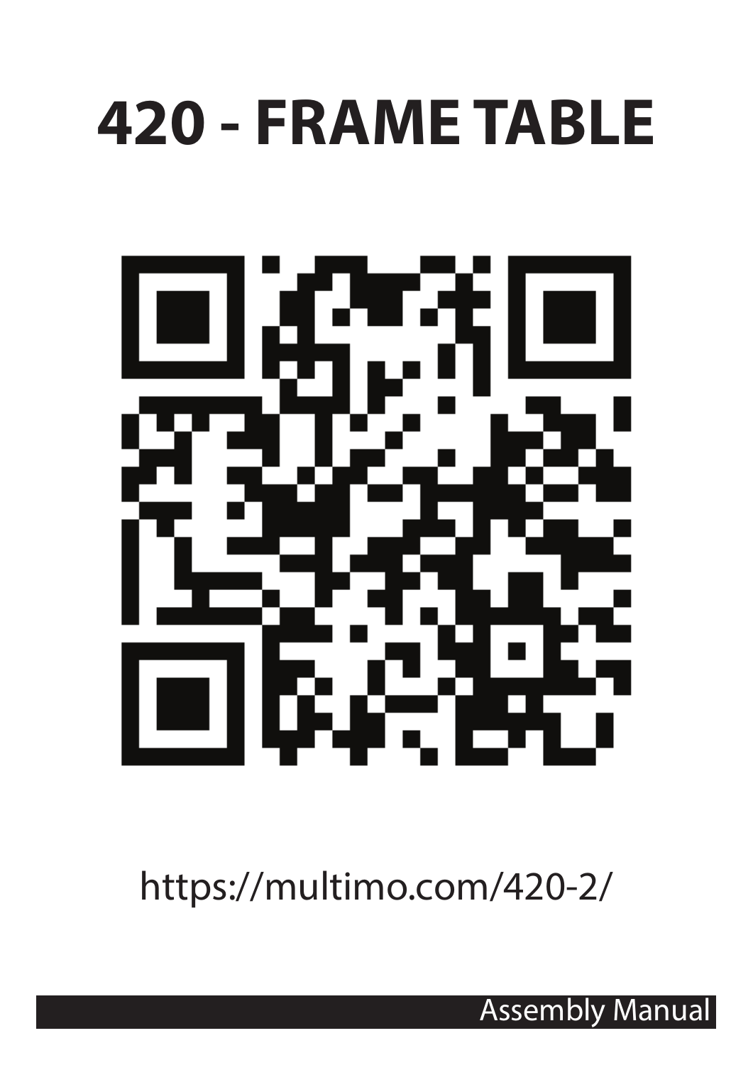# 420 - FRAME TABLE

https://multimo.com/420-2/

Assembly Manual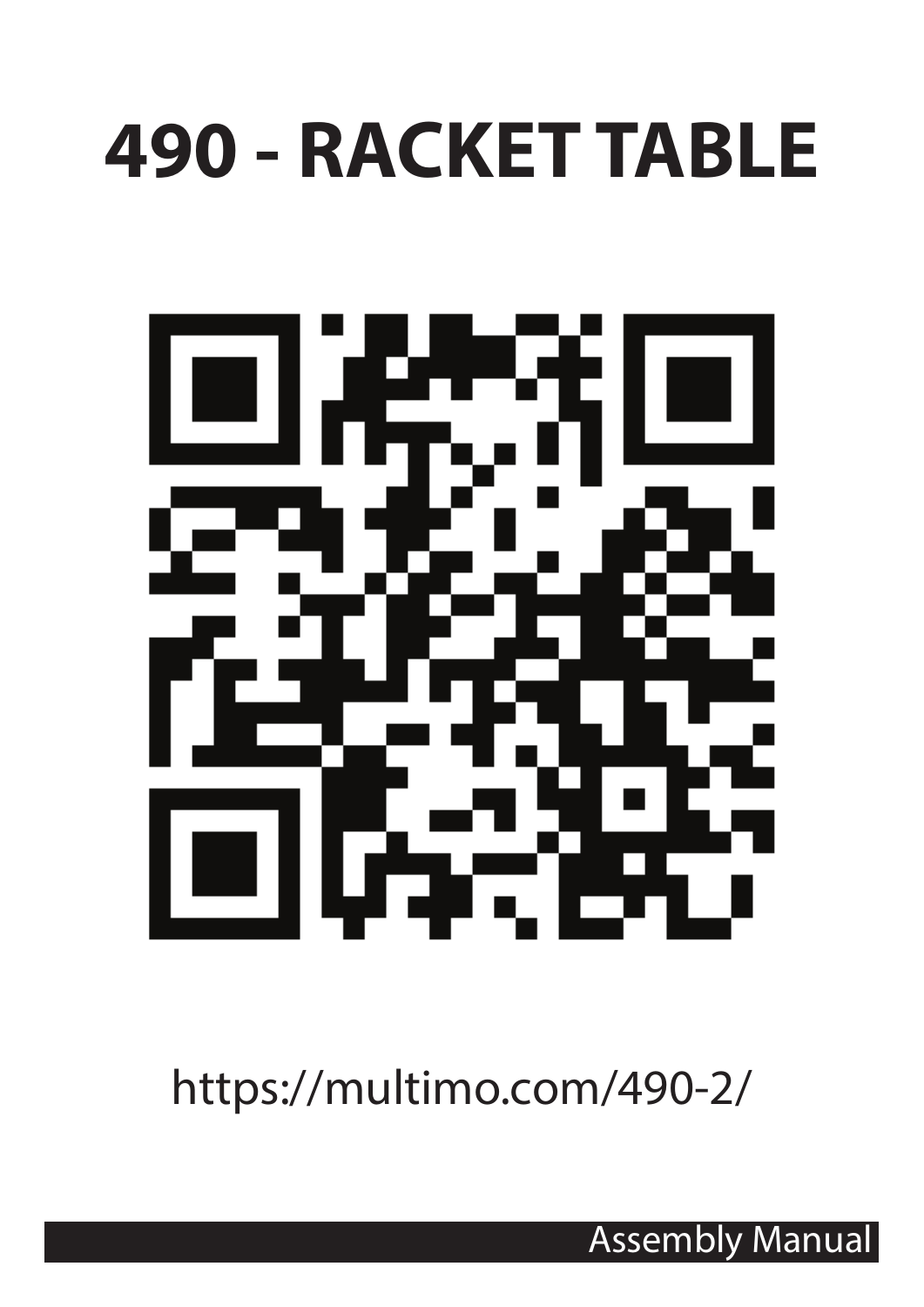# 490 - RACKET TABLE

https://multimo.com/490-2/

Assembly Manual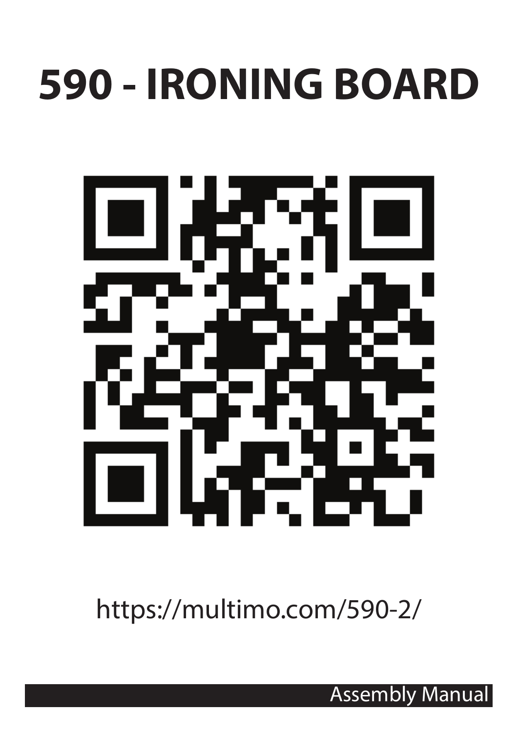# 590 - IRONING BOARD

https://multimo.com/590-2/

Assembly Manual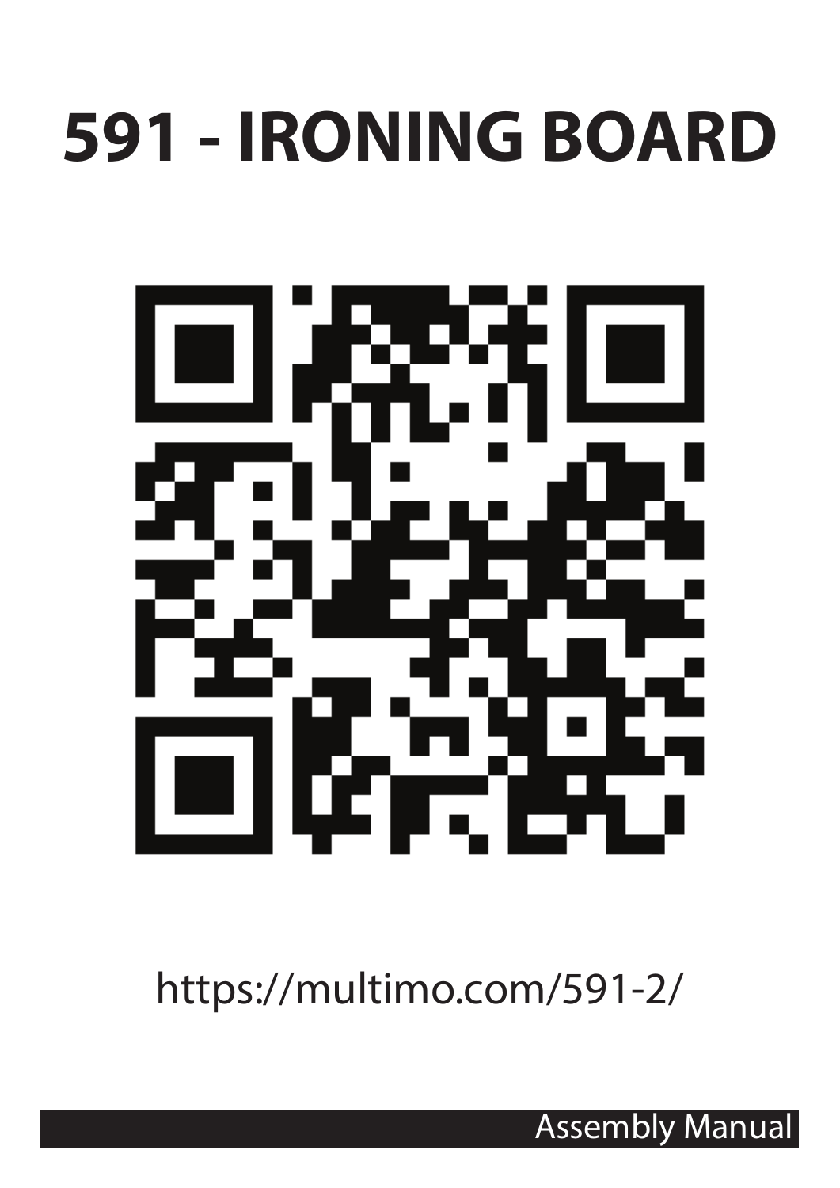# 591 - IRONING BOARD

https://multimo.com/591-2/

Assembly Manual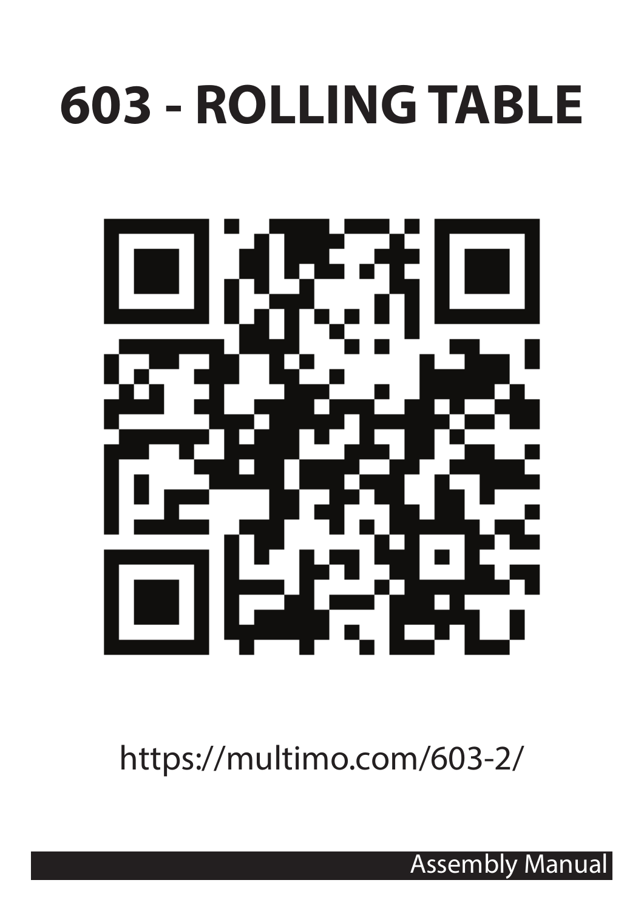# 603 - ROLLING TABLE

https://multimo.com/603-2/

Assembly Manual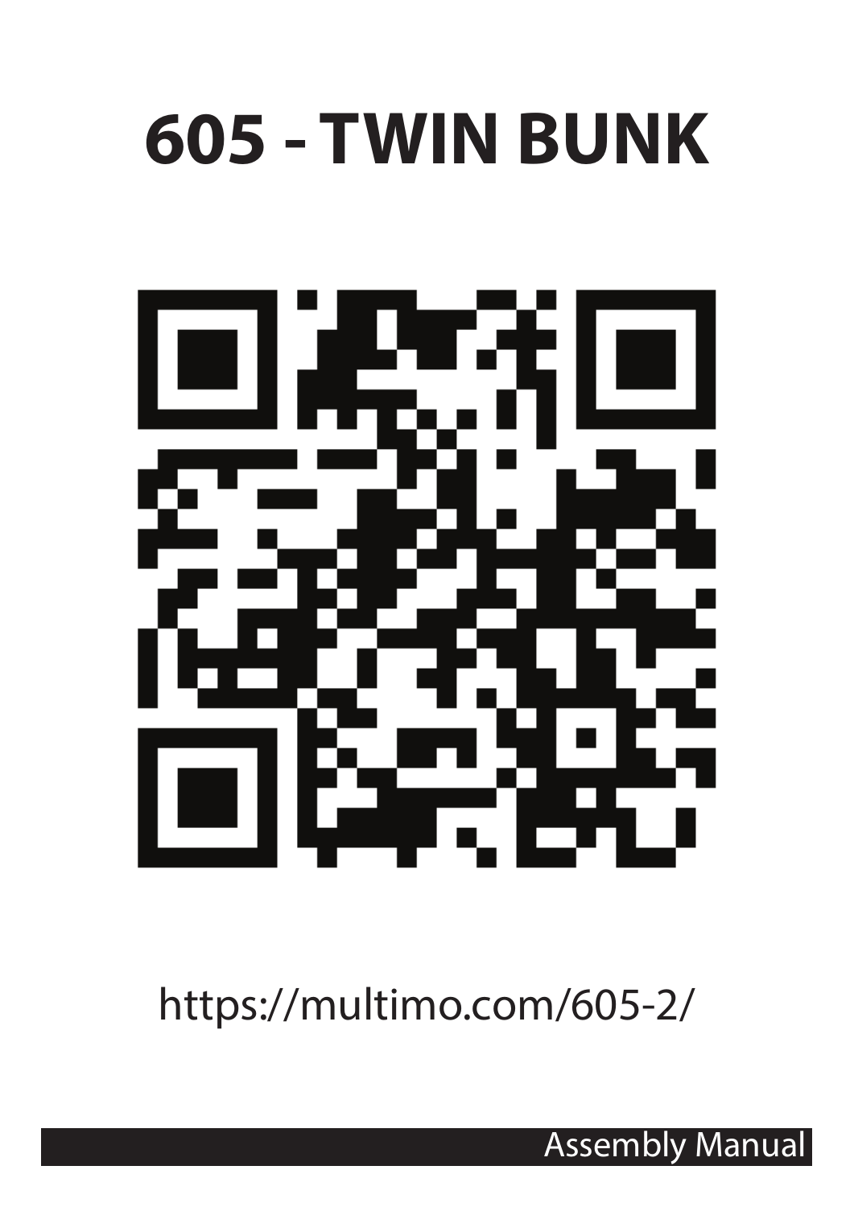# 605 - TWIN BUNK

https://multimo.com/605-2/

Assembly Manual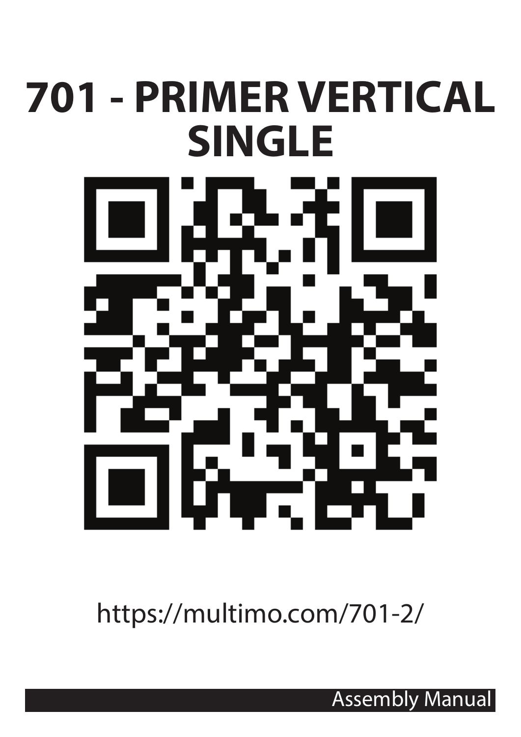# 701 - PRIMER VERTICAL SINGLE

https://multimo.com/701-2/

Assembly Manual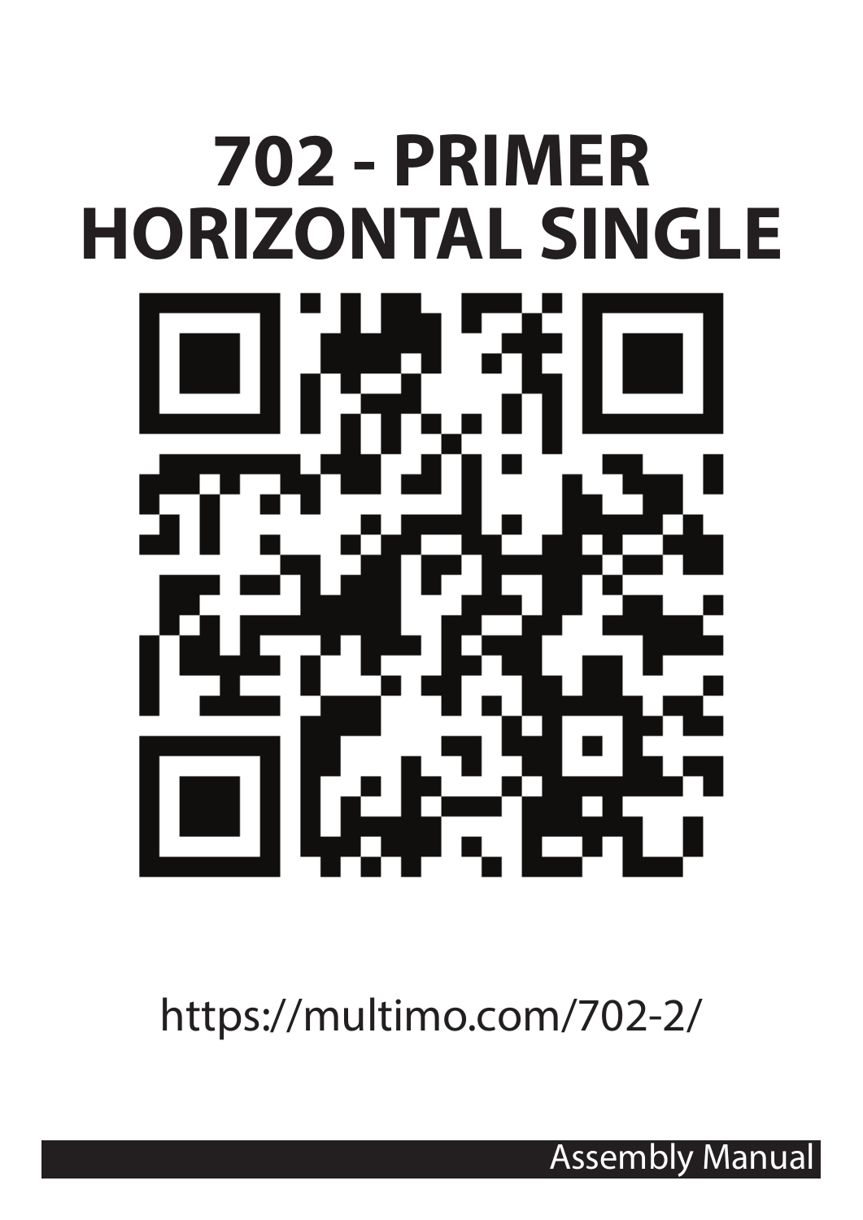# 702 - PRIMER HORIZONTAL SINGLE

https://multimo.com/702-2/

Assembly Manual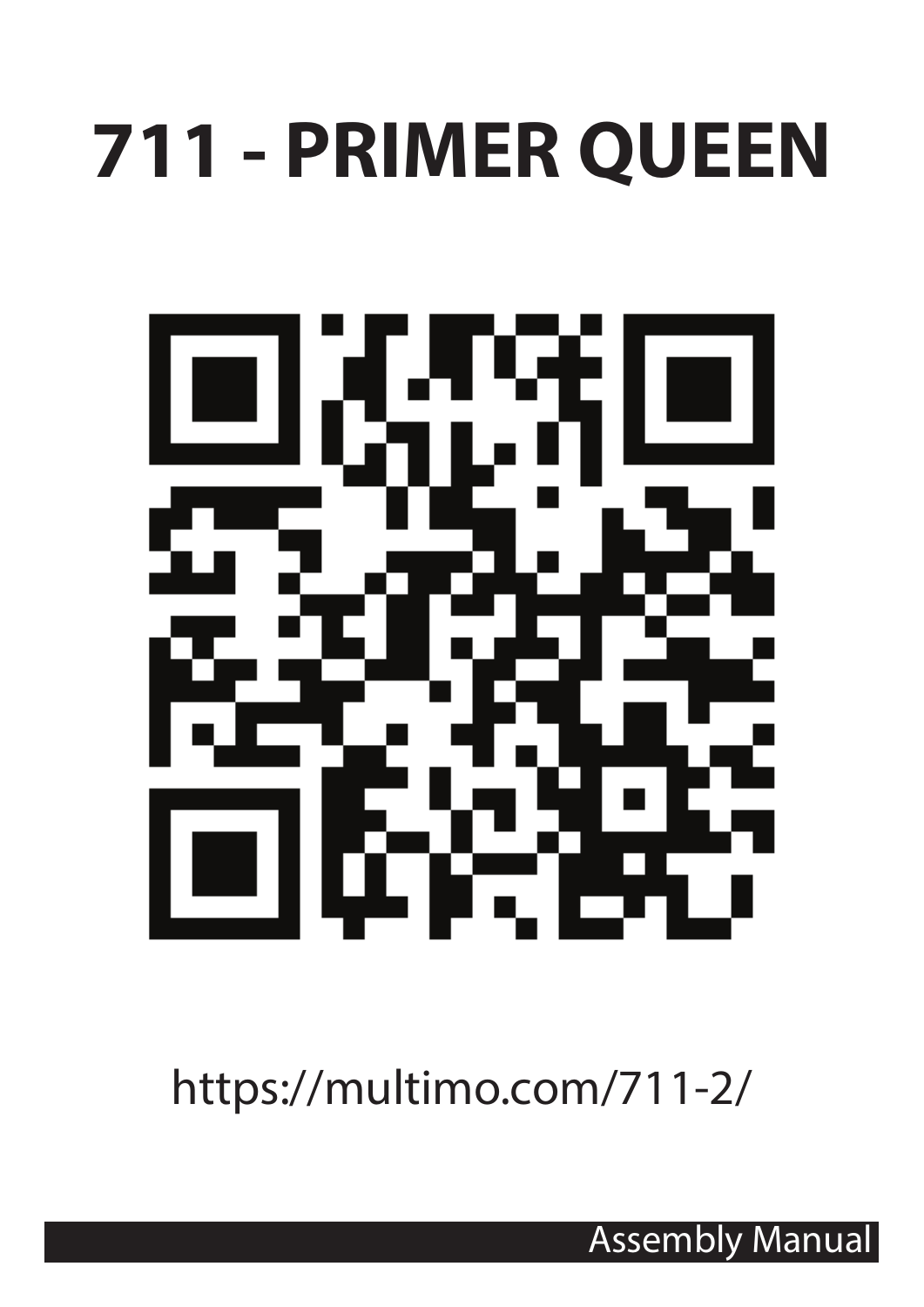# 711 - PRIMER QUEEN

https://multimo.com/711-2/

Assembly Manual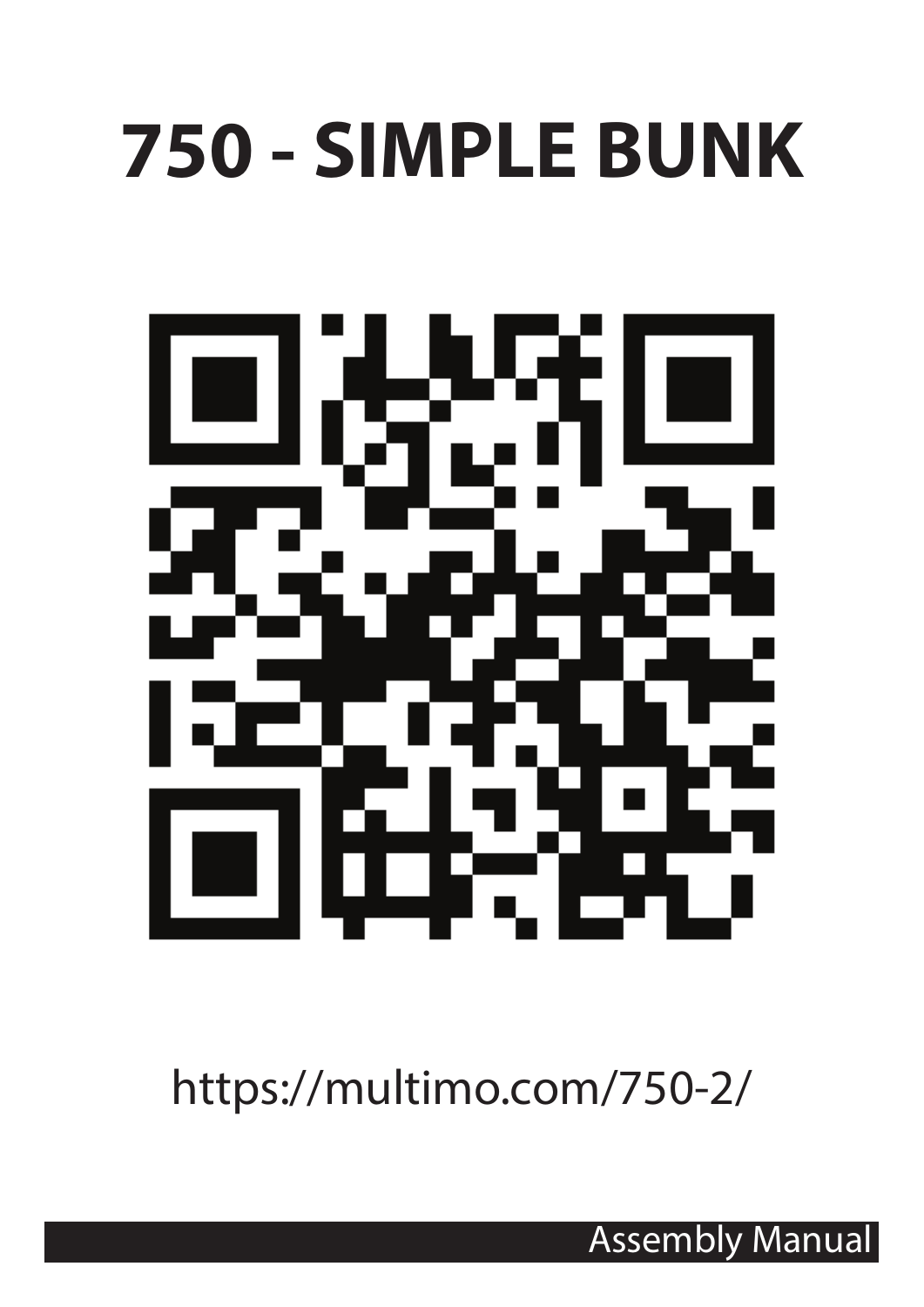# 750 - SIMPLE BUNK

https://multimo.com/750-2/

Assembly Manual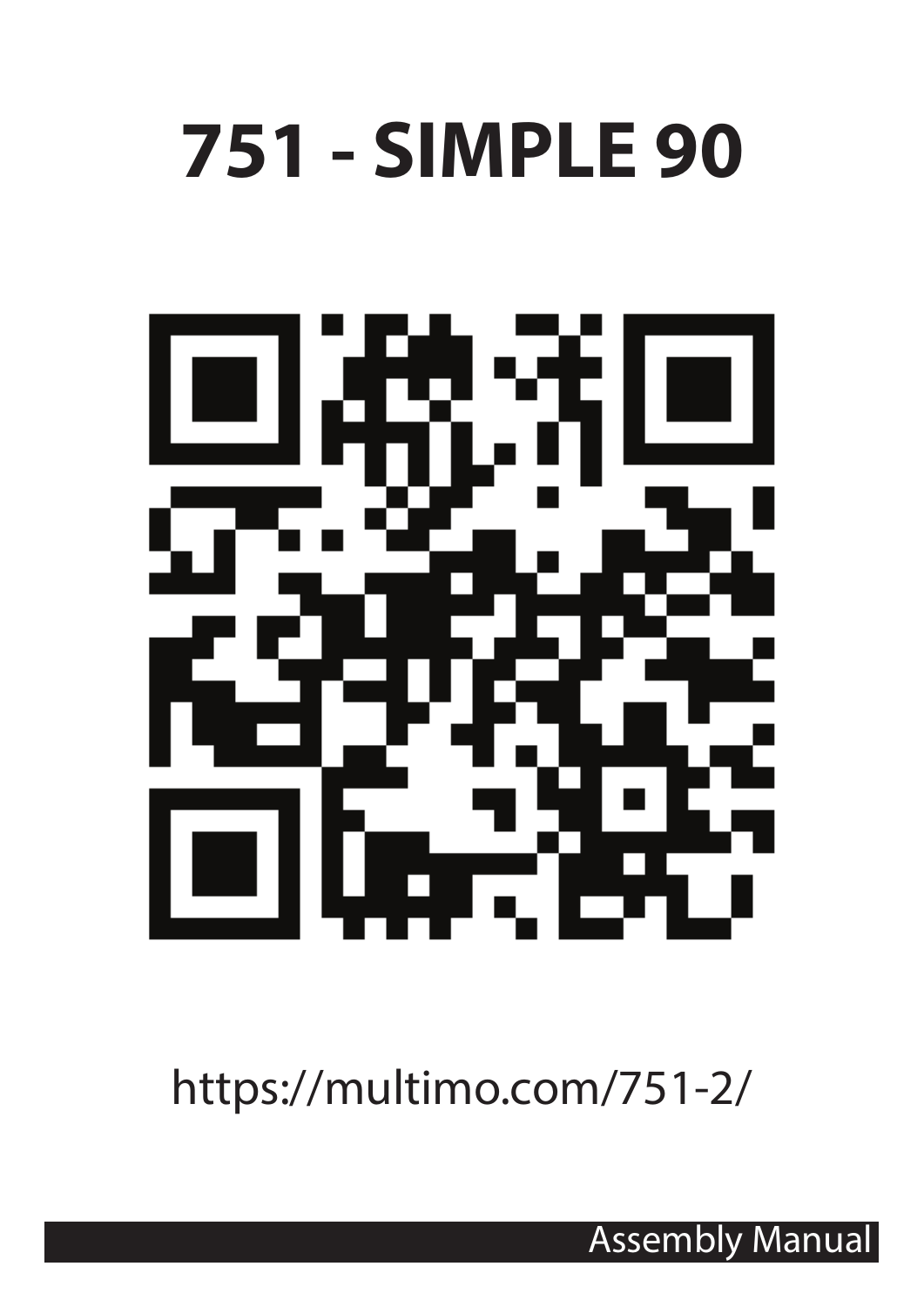# 751 - SIMPLE 90

https://multimo.com/751-2/

Assembly Manual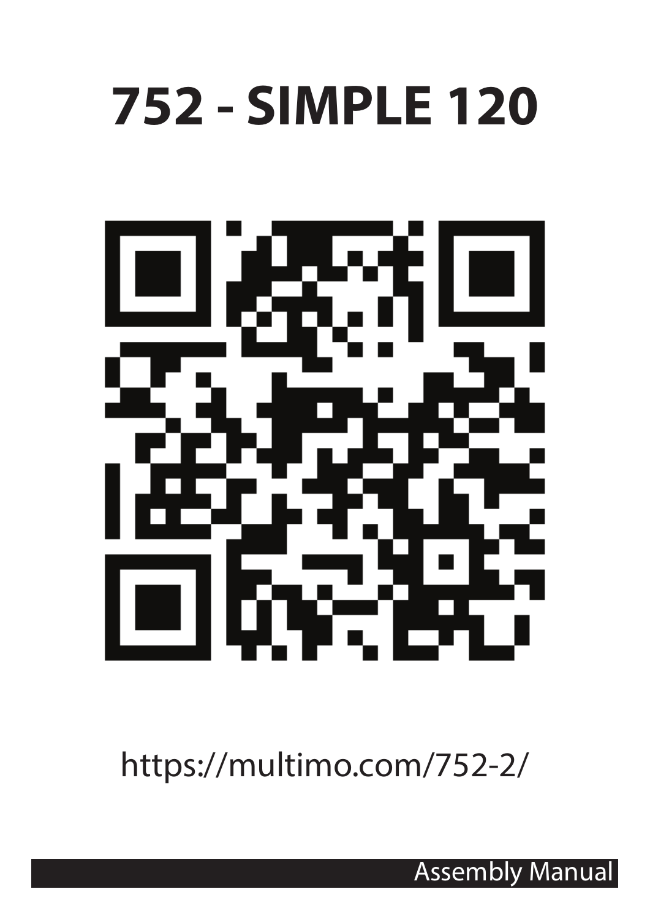# 752 - SIMPLE 120

https://multimo.com/752-2/

Assembly Manual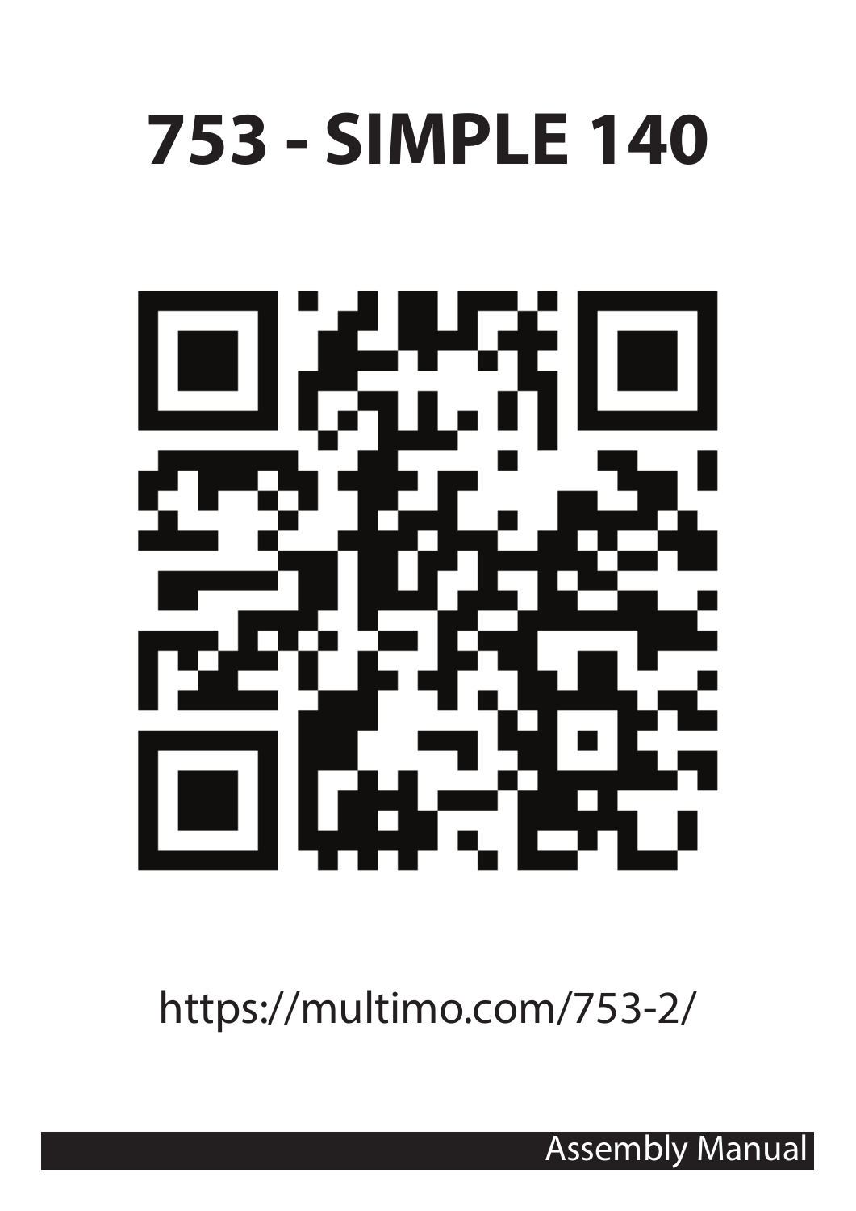# 753 - SIMPLE 140

https://multimo.com/753-2/

Assembly Manual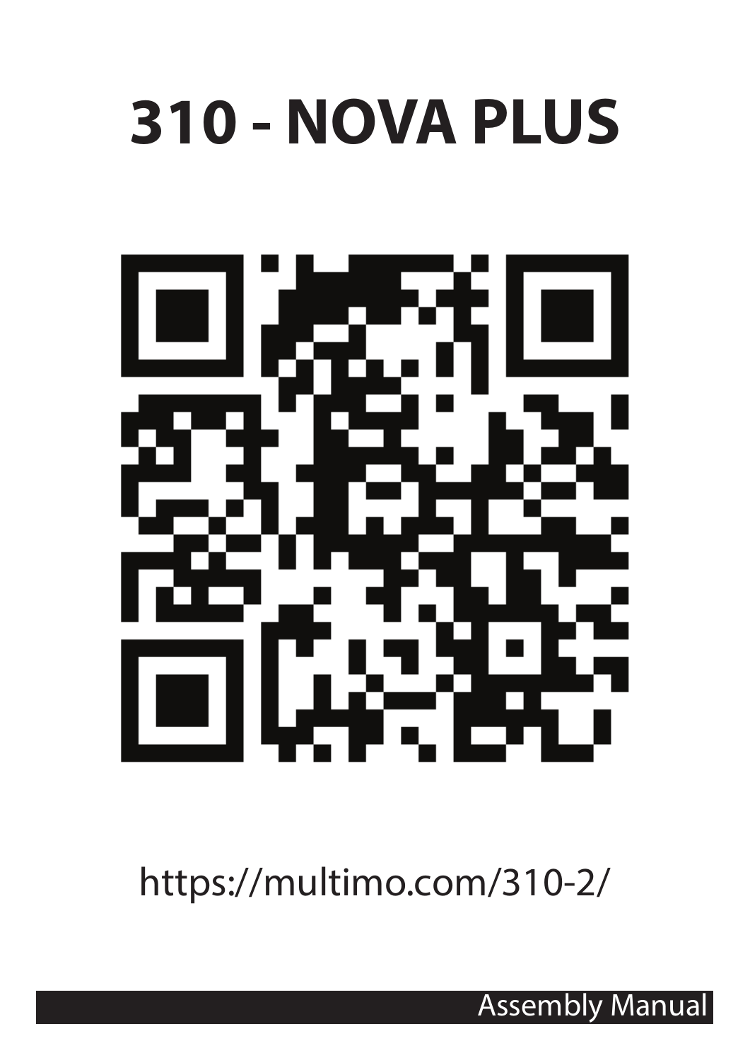# 310 - NOVA PLUS

https://multimo.com/310-2/

Assembly Manual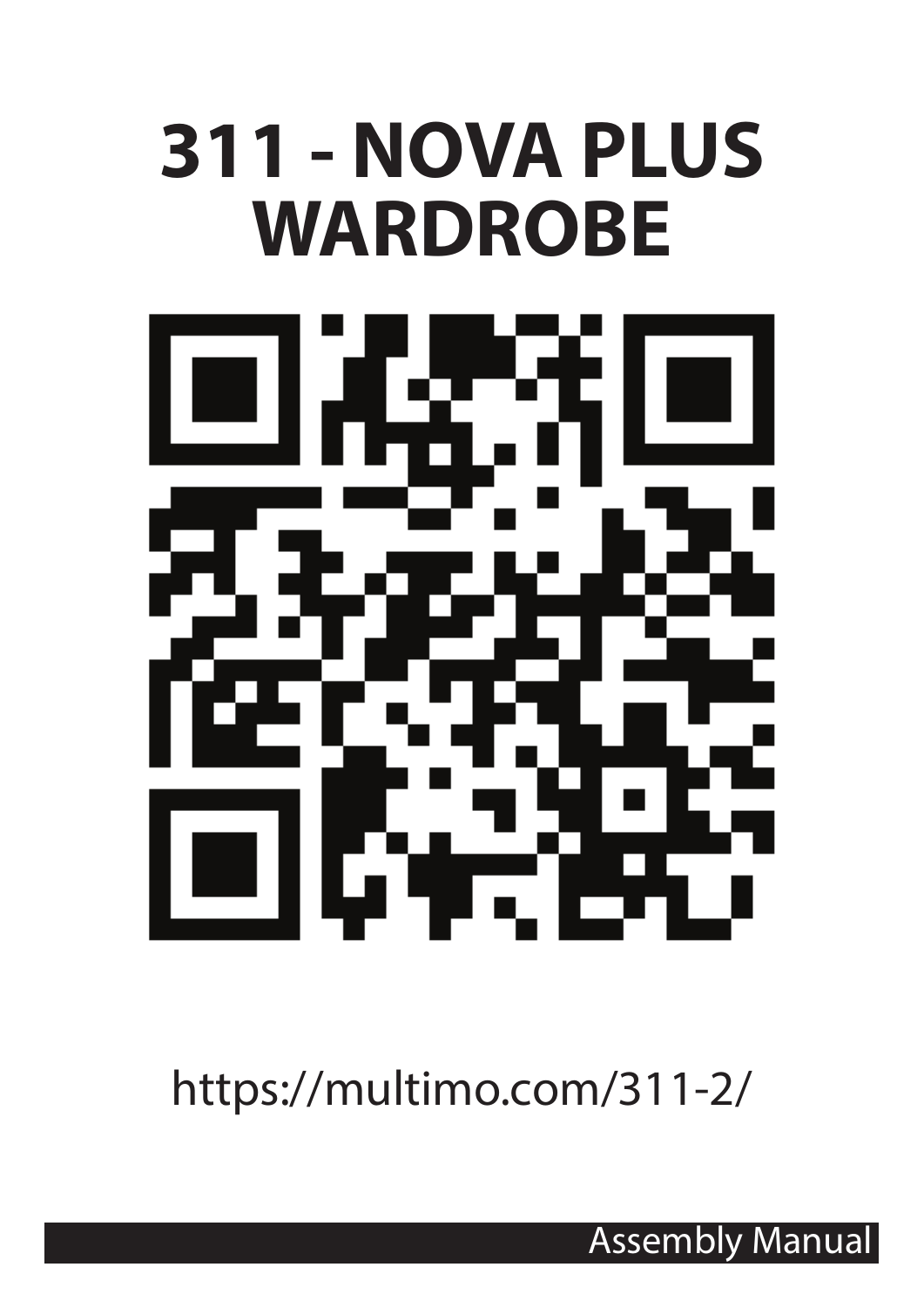# 311 - NOVA PLUS WARDROBE

https://multimo.com/311-2/

Assembly Manual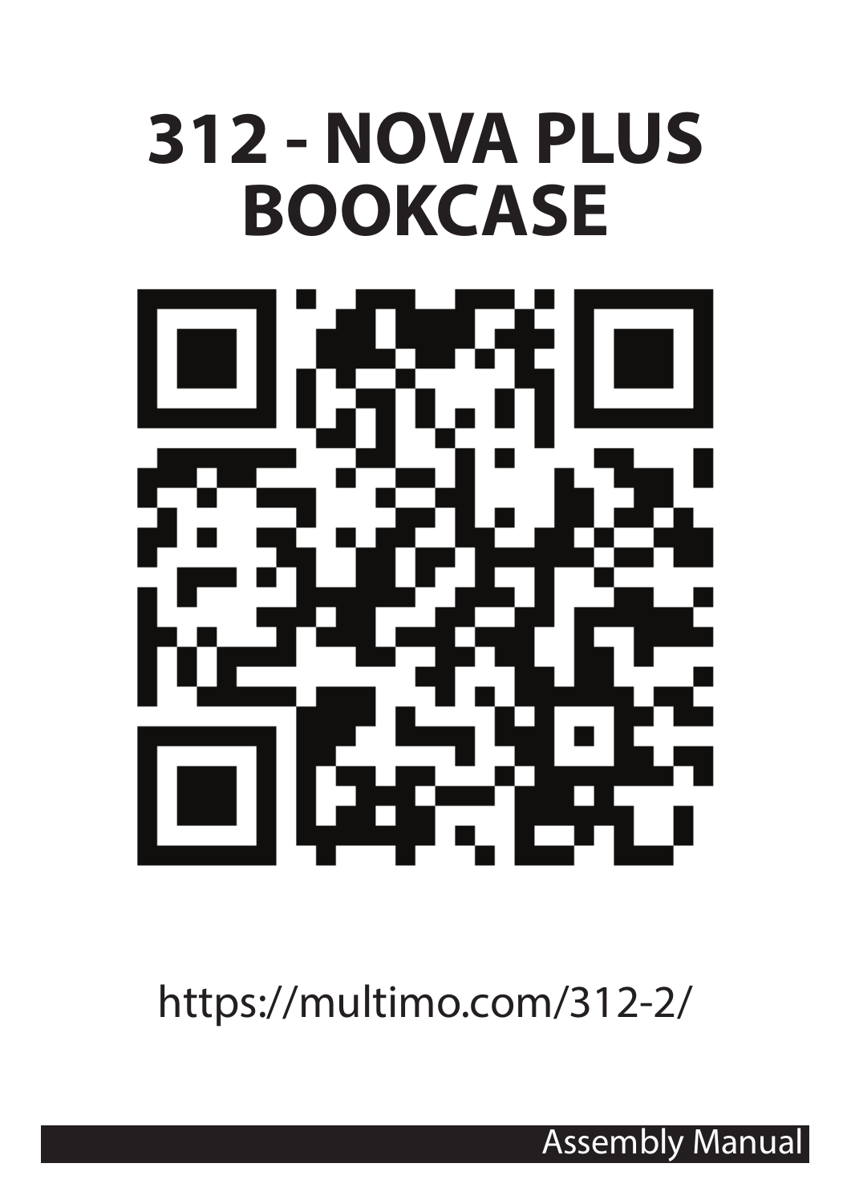# 312 - NOVA PLUS BOOKCASE

https://multimo.com/312-2/

Assembly Manual